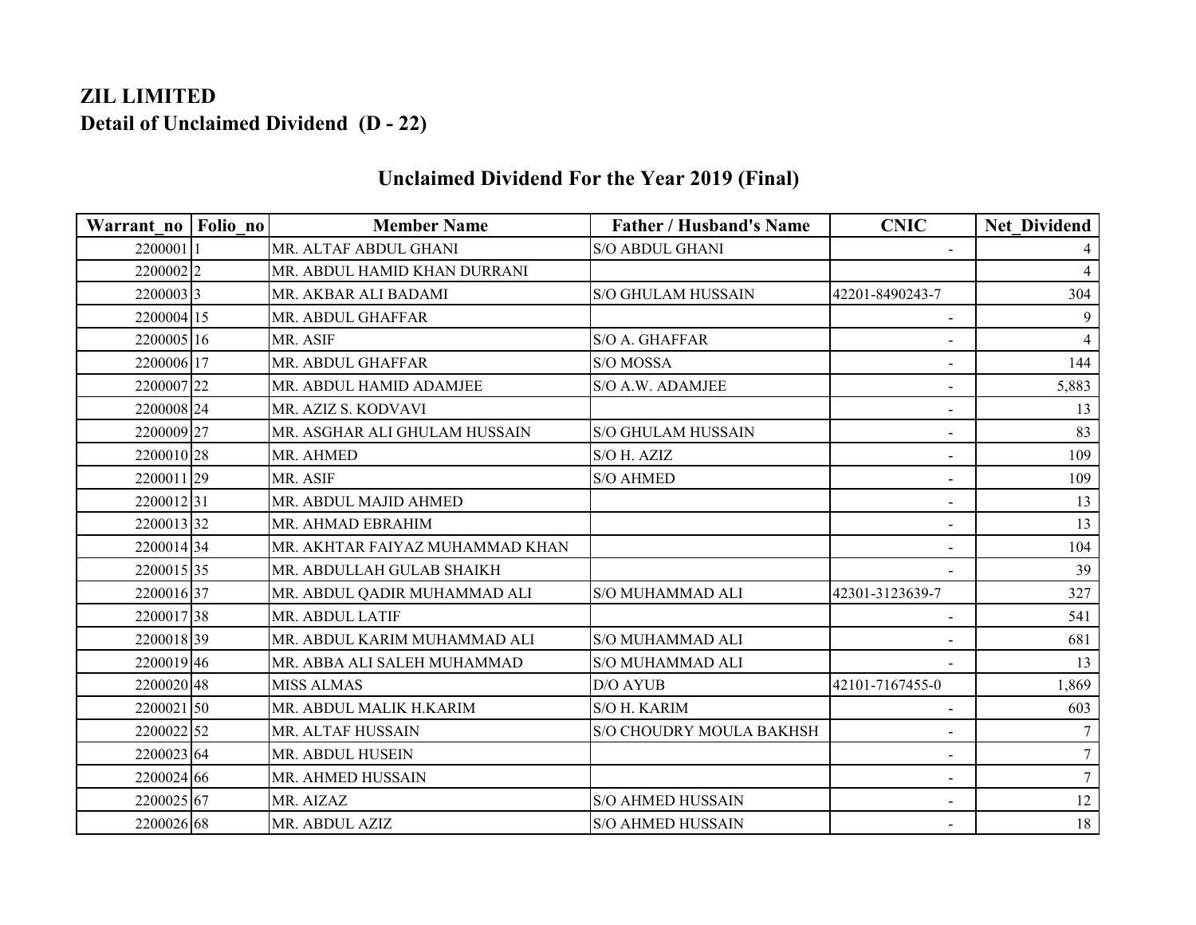# ZIL LIMITED
## Detail of Unclaimed Dividend (D - 22)

### Unclaimed Dividend For the Year 2019 (Final)

| Warrant_no | Folio_no | Member Name | Father / Husband's Name | CNIC | Net_Dividend |
|---|---|---|---|---|---|
| 2200001 | 1 | MR. ALTAF ABDUL GHANI | S/O ABDUL GHANI | - | 4 |
| 2200002 | 2 | MR. ABDUL HAMID KHAN DURRANI | | | 4 |
| 2200003 | 3 | MR. AKBAR ALI BADAMI | S/O GHULAM HUSSAIN | 42201-8490243-7 | 304 |
| 2200004 | 15 | MR. ABDUL GHAFFAR | | - | 9 |
| 2200005 | 16 | MR. ASIF | S/O A. GHAFFAR | - | 4 |
| 2200006 | 17 | MR. ABDUL GHAFFAR | S/O MOSSA | - | 144 |
| 2200007 | 22 | MR. ABDUL HAMID ADAMJEE | S/O A.W. ADAMJEE | - | 5,883 |
| 2200008 | 24 | MR. AZIZ S. KODVAVI | | - | 13 |
| 2200009 | 27 | MR. ASGHAR ALI GHULAM HUSSAIN | S/O GHULAM HUSSAIN | - | 83 |
| 2200010 | 28 | MR. AHMED | S/O H. AZIZ | - | 109 |
| 2200011 | 29 | MR. ASIF | S/O AHMED | - | 109 |
| 2200012 | 31 | MR. ABDUL MAJID AHMED | | - | 13 |
| 2200013 | 32 | MR. AHMAD EBRAHIM | | - | 13 |
| 2200014 | 34 | MR. AKHTAR FAIYAZ MUHAMMAD KHAN | | - | 104 |
| 2200015 | 35 | MR. ABDULLAH GULAB SHAIKH | | - | 39 |
| 2200016 | 37 | MR. ABDUL QADIR MUHAMMAD ALI | S/O MUHAMMAD ALI | 42301-3123639-7 | 327 |
| 2200017 | 38 | MR. ABDUL LATIF | | - | 541 |
| 2200018 | 39 | MR. ABDUL KARIM MUHAMMAD ALI | S/O MUHAMMAD ALI | - | 681 |
| 2200019 | 46 | MR. ABBA ALI SALEH MUHAMMAD | S/O MUHAMMAD ALI | - | 13 |
| 2200020 | 48 | MISS ALMAS | D/O AYUB | 42101-7167455-0 | 1,869 |
| 2200021 | 50 | MR. ABDUL MALIK H.KARIM | S/O H. KARIM | - | 603 |
| 2200022 | 52 | MR. ALTAF HUSSAIN | S/O CHOUDRY MOULA BAKHSH | - | 7 |
| 2200023 | 64 | MR. ABDUL HUSEIN | | - | 7 |
| 2200024 | 66 | MR. AHMED HUSSAIN | | - | 7 |
| 2200025 | 67 | MR. AIZAZ | S/O AHMED HUSSAIN | - | 12 |
| 2200026 | 68 | MR. ABDUL AZIZ | S/O AHMED HUSSAIN | - | 18 |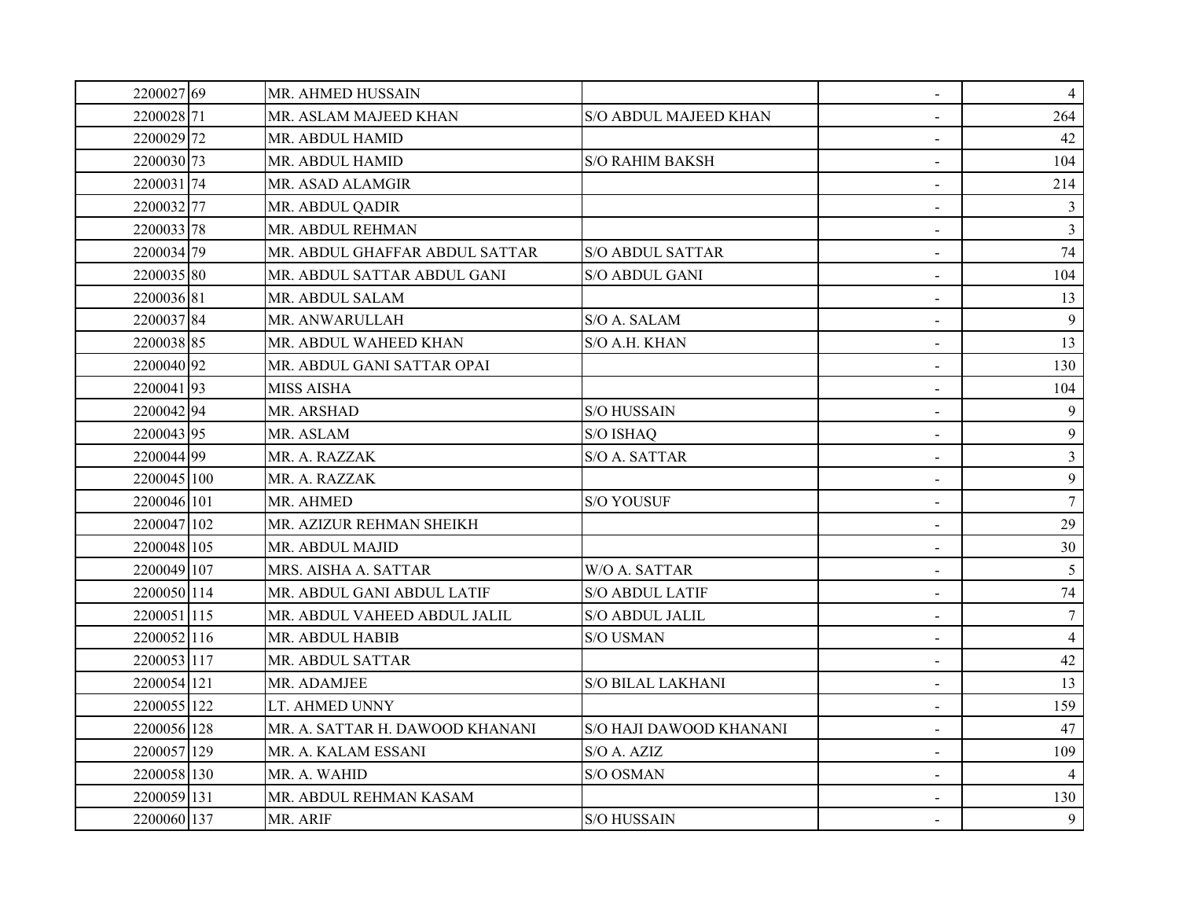| | | | | | |
|---|---|---|---|---|---|
| 2200027 | 69 | MR. AHMED HUSSAIN | | - | 4 |
| 2200028 | 71 | MR. ASLAM MAJEED KHAN | S/O ABDUL MAJEED KHAN | - | 264 |
| 2200029 | 72 | MR. ABDUL HAMID | | - | 42 |
| 2200030 | 73 | MR. ABDUL HAMID | S/O RAHIM BAKSH | - | 104 |
| 2200031 | 74 | MR. ASAD ALAMGIR | | - | 214 |
| 2200032 | 77 | MR. ABDUL QADIR | | - | 3 |
| 2200033 | 78 | MR. ABDUL REHMAN | | - | 3 |
| 2200034 | 79 | MR. ABDUL GHAFFAR ABDUL SATTAR | S/O ABDUL SATTAR | - | 74 |
| 2200035 | 80 | MR. ABDUL SATTAR ABDUL GANI | S/O ABDUL GANI | - | 104 |
| 2200036 | 81 | MR. ABDUL SALAM | | - | 13 |
| 2200037 | 84 | MR. ANWARULLAH | S/O A. SALAM | - | 9 |
| 2200038 | 85 | MR. ABDUL WAHEED KHAN | S/O A.H. KHAN | - | 13 |
| 2200040 | 92 | MR. ABDUL GANI SATTAR OPAI | | - | 130 |
| 2200041 | 93 | MISS AISHA | | - | 104 |
| 2200042 | 94 | MR. ARSHAD | S/O HUSSAIN | - | 9 |
| 2200043 | 95 | MR. ASLAM | S/O ISHAQ | - | 9 |
| 2200044 | 99 | MR. A. RAZZAK | S/O A. SATTAR | - | 3 |
| 2200045 | 100 | MR. A. RAZZAK | | - | 9 |
| 2200046 | 101 | MR. AHMED | S/O YOUSUF | - | 7 |
| 2200047 | 102 | MR. AZIZUR REHMAN SHEIKH | | - | 29 |
| 2200048 | 105 | MR. ABDUL MAJID | | - | 30 |
| 2200049 | 107 | MRS. AISHA A. SATTAR | W/O A. SATTAR | - | 5 |
| 2200050 | 114 | MR. ABDUL GANI ABDUL LATIF | S/O ABDUL LATIF | - | 74 |
| 2200051 | 115 | MR. ABDUL VAHEED ABDUL JALIL | S/O ABDUL JALIL | - | 7 |
| 2200052 | 116 | MR. ABDUL HABIB | S/O USMAN | - | 4 |
| 2200053 | 117 | MR. ABDUL SATTAR | | - | 42 |
| 2200054 | 121 | MR. ADAMJEE | S/O BILAL LAKHANI | - | 13 |
| 2200055 | 122 | LT. AHMED UNNY | | - | 159 |
| 2200056 | 128 | MR. A. SATTAR H. DAWOOD KHANANI | S/O HAJI DAWOOD KHANANI | - | 47 |
| 2200057 | 129 | MR. A. KALAM ESSANI | S/O A. AZIZ | - | 109 |
| 2200058 | 130 | MR. A. WAHID | S/O OSMAN | - | 4 |
| 2200059 | 131 | MR. ABDUL REHMAN KASAM | | - | 130 |
| 2200060 | 137 | MR. ARIF | S/O HUSSAIN | - | 9 |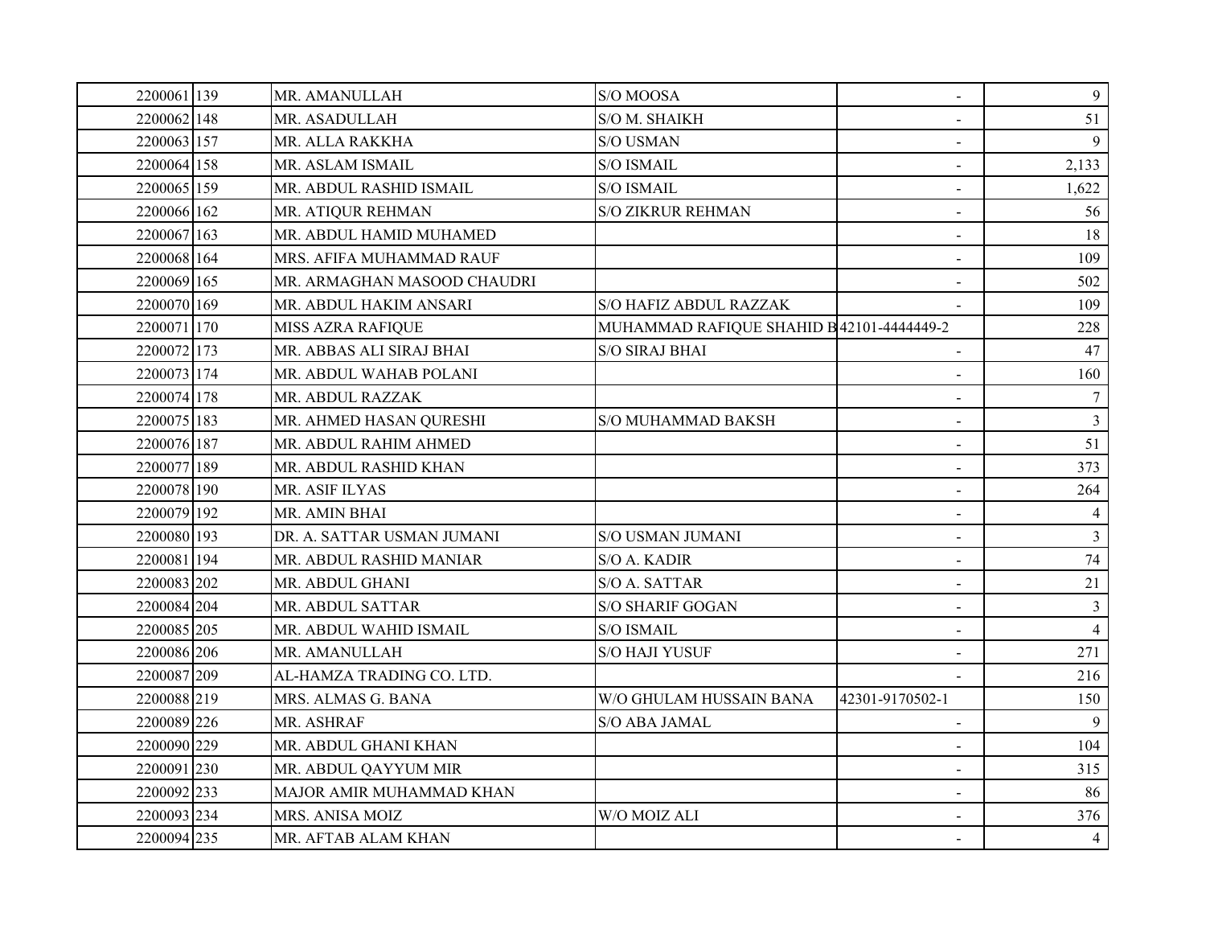| | | | | | |
|---|---|---|---|---|---|
| 2200061 | 139 | MR. AMANULLAH | S/O MOOSA | - | 9 |
| 2200062 | 148 | MR. ASADULLAH | S/O M. SHAIKH | - | 51 |
| 2200063 | 157 | MR. ALLA RAKKHA | S/O USMAN | - | 9 |
| 2200064 | 158 | MR. ASLAM ISMAIL | S/O ISMAIL | - | 2,133 |
| 2200065 | 159 | MR. ABDUL RASHID ISMAIL | S/O ISMAIL | - | 1,622 |
| 2200066 | 162 | MR. ATIQUR REHMAN | S/O ZIKRUR REHMAN | - | 56 |
| 2200067 | 163 | MR. ABDUL HAMID MUHAMED | | - | 18 |
| 2200068 | 164 | MRS. AFIFA MUHAMMAD RAUF | | - | 109 |
| 2200069 | 165 | MR. ARMAGHAN MASOOD CHAUDRI | | - | 502 |
| 2200070 | 169 | MR. ABDUL HAKIM ANSARI | S/O HAFIZ ABDUL RAZZAK | - | 109 |
| 2200071 | 170 | MISS AZRA RAFIQUE | MUHAMMAD RAFIQUE SHAHID B | 42101-4444449-2 | 228 |
| 2200072 | 173 | MR. ABBAS ALI SIRAJ BHAI | S/O SIRAJ BHAI | - | 47 |
| 2200073 | 174 | MR. ABDUL WAHAB POLANI | | - | 160 |
| 2200074 | 178 | MR. ABDUL RAZZAK | | - | 7 |
| 2200075 | 183 | MR. AHMED HASAN QURESHI | S/O MUHAMMAD BAKSH | - | 3 |
| 2200076 | 187 | MR. ABDUL RAHIM AHMED | | - | 51 |
| 2200077 | 189 | MR. ABDUL RASHID KHAN | | - | 373 |
| 2200078 | 190 | MR. ASIF ILYAS | | - | 264 |
| 2200079 | 192 | MR. AMIN BHAI | | - | 4 |
| 2200080 | 193 | DR. A. SATTAR USMAN JUMANI | S/O USMAN JUMANI | - | 3 |
| 2200081 | 194 | MR. ABDUL RASHID MANIAR | S/O A. KADIR | - | 74 |
| 2200083 | 202 | MR. ABDUL GHANI | S/O A. SATTAR | - | 21 |
| 2200084 | 204 | MR. ABDUL SATTAR | S/O SHARIF GOGAN | - | 3 |
| 2200085 | 205 | MR. ABDUL WAHID ISMAIL | S/O ISMAIL | - | 4 |
| 2200086 | 206 | MR. AMANULLAH | S/O HAJI YUSUF | - | 271 |
| 2200087 | 209 | AL-HAMZA TRADING CO. LTD. | | - | 216 |
| 2200088 | 219 | MRS. ALMAS G. BANA | W/O GHULAM HUSSAIN BANA | 42301-9170502-1 | 150 |
| 2200089 | 226 | MR. ASHRAF | S/O ABA JAMAL | - | 9 |
| 2200090 | 229 | MR. ABDUL GHANI KHAN | | - | 104 |
| 2200091 | 230 | MR. ABDUL QAYYUM MIR | | - | 315 |
| 2200092 | 233 | MAJOR AMIR MUHAMMAD KHAN | | - | 86 |
| 2200093 | 234 | MRS. ANISA MOIZ | W/O MOIZ ALI | - | 376 |
| 2200094 | 235 | MR. AFTAB ALAM KHAN | | - | 4 |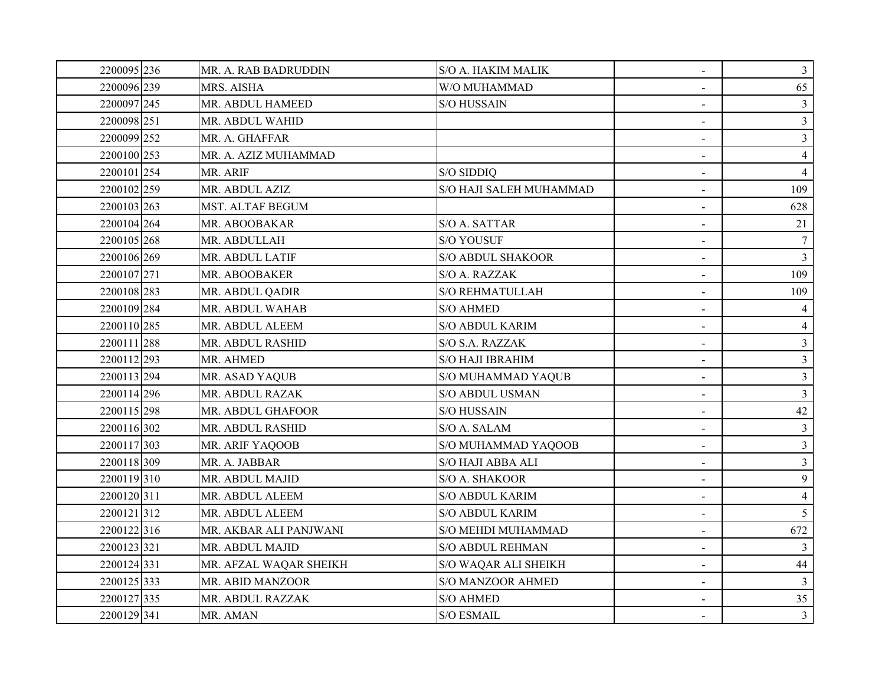| | | | | | |
|---|---|---|---|---|---|
| 2200095 | 236 | MR. A. RAB BADRUDDIN | S/O A. HAKIM MALIK | - | 3 |
| 2200096 | 239 | MRS. AISHA | W/O MUHAMMAD | - | 65 |
| 2200097 | 245 | MR. ABDUL HAMEED | S/O HUSSAIN | - | 3 |
| 2200098 | 251 | MR. ABDUL WAHID | | - | 3 |
| 2200099 | 252 | MR. A. GHAFFAR | | - | 3 |
| 2200100 | 253 | MR. A. AZIZ MUHAMMAD | | - | 4 |
| 2200101 | 254 | MR. ARIF | S/O SIDDIQ | - | 4 |
| 2200102 | 259 | MR. ABDUL AZIZ | S/O HAJI SALEH MUHAMMAD | - | 109 |
| 2200103 | 263 | MST. ALTAF BEGUM | | - | 628 |
| 2200104 | 264 | MR. ABOOBAKAR | S/O A. SATTAR | - | 21 |
| 2200105 | 268 | MR. ABDULLAH | S/O YOUSUF | - | 7 |
| 2200106 | 269 | MR. ABDUL LATIF | S/O ABDUL SHAKOOR | - | 3 |
| 2200107 | 271 | MR. ABOOBAKER | S/O A. RAZZAK | - | 109 |
| 2200108 | 283 | MR. ABDUL QADIR | S/O REHMATULLAH | - | 109 |
| 2200109 | 284 | MR. ABDUL WAHAB | S/O AHMED | - | 4 |
| 2200110 | 285 | MR. ABDUL ALEEM | S/O ABDUL KARIM | - | 4 |
| 2200111 | 288 | MR. ABDUL RASHID | S/O S.A. RAZZAK | - | 3 |
| 2200112 | 293 | MR. AHMED | S/O HAJI IBRAHIM | - | 3 |
| 2200113 | 294 | MR. ASAD YAQUB | S/O MUHAMMAD YAQUB | - | 3 |
| 2200114 | 296 | MR. ABDUL RAZAK | S/O ABDUL USMAN | - | 3 |
| 2200115 | 298 | MR. ABDUL GHAFOOR | S/O HUSSAIN | - | 42 |
| 2200116 | 302 | MR. ABDUL RASHID | S/O A. SALAM | - | 3 |
| 2200117 | 303 | MR. ARIF YAQOOB | S/O MUHAMMAD YAQOOB | - | 3 |
| 2200118 | 309 | MR. A. JABBAR | S/O HAJI ABBA ALI | - | 3 |
| 2200119 | 310 | MR. ABDUL MAJID | S/O A. SHAKOOR | - | 9 |
| 2200120 | 311 | MR. ABDUL ALEEM | S/O ABDUL KARIM | - | 4 |
| 2200121 | 312 | MR. ABDUL ALEEM | S/O ABDUL KARIM | - | 5 |
| 2200122 | 316 | MR. AKBAR ALI PANJWANI | S/O MEHDI MUHAMMAD | - | 672 |
| 2200123 | 321 | MR. ABDUL MAJID | S/O ABDUL REHMAN | - | 3 |
| 2200124 | 331 | MR. AFZAL WAQAR SHEIKH | S/O WAQAR ALI SHEIKH | - | 44 |
| 2200125 | 333 | MR. ABID MANZOOR | S/O MANZOOR AHMED | - | 3 |
| 2200127 | 335 | MR. ABDUL RAZZAK | S/O AHMED | - | 35 |
| 2200129 | 341 | MR. AMAN | S/O ESMAIL | - | 3 |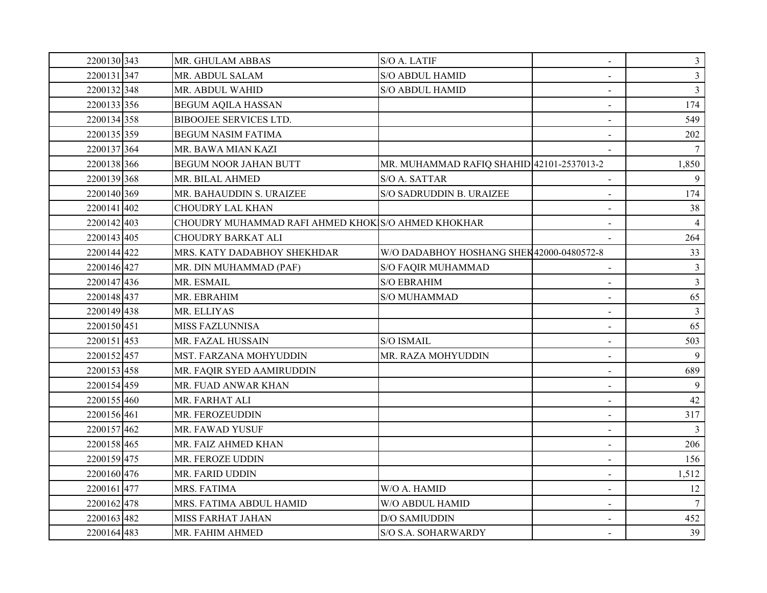| | | | | | |
|---|---|---|---|---|---|
| 2200130 | 343 | MR. GHULAM ABBAS | S/O A. LATIF | - | 3 |
| 2200131 | 347 | MR. ABDUL SALAM | S/O ABDUL HAMID | - | 3 |
| 2200132 | 348 | MR. ABDUL WAHID | S/O ABDUL HAMID | - | 3 |
| 2200133 | 356 | BEGUM AQILA HASSAN | | - | 174 |
| 2200134 | 358 | BIBOOJEE SERVICES LTD. | | - | 549 |
| 2200135 | 359 | BEGUM NASIM FATIMA | | - | 202 |
| 2200137 | 364 | MR. BAWA MIAN KAZI | | - | 7 |
| 2200138 | 366 | BEGUM NOOR JAHAN BUTT | MR. MUHAMMAD RAFIQ SHAHID | 42101-2537013-2 | 1,850 |
| 2200139 | 368 | MR. BILAL AHMED | S/O A. SATTAR | - | 9 |
| 2200140 | 369 | MR. BAHAUDDIN S. URAIZEE | S/O SADRUDDIN B. URAIZEE | - | 174 |
| 2200141 | 402 | CHOUDRY LAL KHAN | | - | 38 |
| 2200142 | 403 | CHOUDRY MUHAMMAD RAFI AHMED KHOK | S/O AHMED KHOKHAR | - | 4 |
| 2200143 | 405 | CHOUDRY BARKAT ALI | | - | 264 |
| 2200144 | 422 | MRS. KATY DADABHOY SHEKHDAR | W/O DADABHOY HOSHANG SHEK | 42000-0480572-8 | 33 |
| 2200146 | 427 | MR. DIN MUHAMMAD (PAF) | S/O FAQIR MUHAMMAD | - | 3 |
| 2200147 | 436 | MR. ESMAIL | S/O EBRAHIM | - | 3 |
| 2200148 | 437 | MR. EBRAHIM | S/O MUHAMMAD | - | 65 |
| 2200149 | 438 | MR. ELLIYAS | | - | 3 |
| 2200150 | 451 | MISS FAZLUNNISA | | - | 65 |
| 2200151 | 453 | MR. FAZAL HUSSAIN | S/O ISMAIL | - | 503 |
| 2200152 | 457 | MST. FARZANA MOHYUDDIN | MR. RAZA MOHYUDDIN | - | 9 |
| 2200153 | 458 | MR. FAQIR SYED AAMIRUDDIN | | - | 689 |
| 2200154 | 459 | MR. FUAD ANWAR KHAN | | - | 9 |
| 2200155 | 460 | MR. FARHAT ALI | | - | 42 |
| 2200156 | 461 | MR. FEROZEUDDIN | | - | 317 |
| 2200157 | 462 | MR. FAWAD YUSUF | | - | 3 |
| 2200158 | 465 | MR. FAIZ AHMED KHAN | | - | 206 |
| 2200159 | 475 | MR. FEROZE UDDIN | | - | 156 |
| 2200160 | 476 | MR. FARID UDDIN | | - | 1,512 |
| 2200161 | 477 | MRS. FATIMA | W/O A. HAMID | - | 12 |
| 2200162 | 478 | MRS. FATIMA ABDUL HAMID | W/O ABDUL HAMID | - | 7 |
| 2200163 | 482 | MISS FARHAT JAHAN | D/O SAMIUDDIN | - | 452 |
| 2200164 | 483 | MR. FAHIM AHMED | S/O S.A. SOHARWARDY | - | 39 |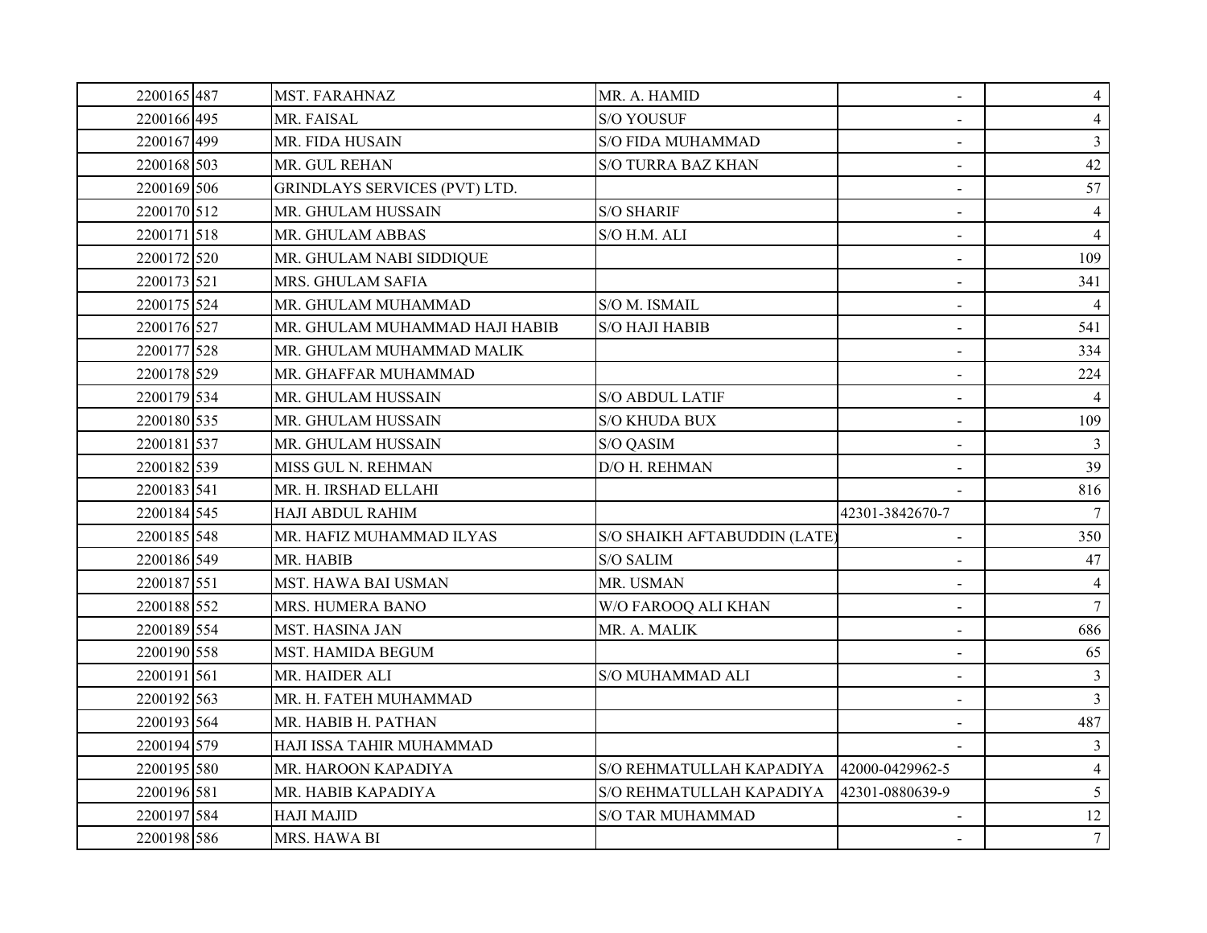| | | | | | |
|---|---|---|---|---|---|
| 2200165 | 487 | MST. FARAHNAZ | MR. A. HAMID | - | 4 |
| 2200166 | 495 | MR. FAISAL | S/O YOUSUF | - | 4 |
| 2200167 | 499 | MR. FIDA HUSAIN | S/O FIDA MUHAMMAD | - | 3 |
| 2200168 | 503 | MR. GUL REHAN | S/O TURRA BAZ KHAN | - | 42 |
| 2200169 | 506 | GRINDLAYS SERVICES (PVT) LTD. | | - | 57 |
| 2200170 | 512 | MR. GHULAM HUSSAIN | S/O SHARIF | - | 4 |
| 2200171 | 518 | MR. GHULAM ABBAS | S/O H.M. ALI | - | 4 |
| 2200172 | 520 | MR. GHULAM NABI SIDDIQUE | | - | 109 |
| 2200173 | 521 | MRS. GHULAM SAFIA | | - | 341 |
| 2200175 | 524 | MR. GHULAM MUHAMMAD | S/O M. ISMAIL | - | 4 |
| 2200176 | 527 | MR. GHULAM MUHAMMAD HAJI HABIB | S/O HAJI HABIB | - | 541 |
| 2200177 | 528 | MR. GHULAM MUHAMMAD MALIK | | - | 334 |
| 2200178 | 529 | MR. GHAFFAR MUHAMMAD | | - | 224 |
| 2200179 | 534 | MR. GHULAM HUSSAIN | S/O ABDUL LATIF | - | 4 |
| 2200180 | 535 | MR. GHULAM HUSSAIN | S/O KHUDA BUX | - | 109 |
| 2200181 | 537 | MR. GHULAM HUSSAIN | S/O QASIM | - | 3 |
| 2200182 | 539 | MISS GUL N. REHMAN | D/O H. REHMAN | - | 39 |
| 2200183 | 541 | MR. H. IRSHAD ELLAHI | | - | 816 |
| 2200184 | 545 | HAJI ABDUL RAHIM | | 42301-3842670-7 | 7 |
| 2200185 | 548 | MR. HAFIZ MUHAMMAD ILYAS | S/O SHAIKH AFTABUDDIN (LATE) | - | 350 |
| 2200186 | 549 | MR. HABIB | S/O SALIM | - | 47 |
| 2200187 | 551 | MST. HAWA BAI USMAN | MR. USMAN | - | 4 |
| 2200188 | 552 | MRS. HUMERA BANO | W/O FAROOQ ALI KHAN | - | 7 |
| 2200189 | 554 | MST. HASINA JAN | MR. A. MALIK | - | 686 |
| 2200190 | 558 | MST. HAMIDA BEGUM | | - | 65 |
| 2200191 | 561 | MR. HAIDER ALI | S/O MUHAMMAD ALI | - | 3 |
| 2200192 | 563 | MR. H. FATEH MUHAMMAD | | - | 3 |
| 2200193 | 564 | MR. HABIB H. PATHAN | | - | 487 |
| 2200194 | 579 | HAJI ISSA TAHIR MUHAMMAD | | - | 3 |
| 2200195 | 580 | MR. HAROON KAPADIYA | S/O REHMATULLAH KAPADIYA | 42000-0429962-5 | 4 |
| 2200196 | 581 | MR. HABIB KAPADIYA | S/O REHMATULLAH KAPADIYA | 42301-0880639-9 | 5 |
| 2200197 | 584 | HAJI MAJID | S/O TAR MUHAMMAD | - | 12 |
| 2200198 | 586 | MRS. HAWA BI | | - | 7 |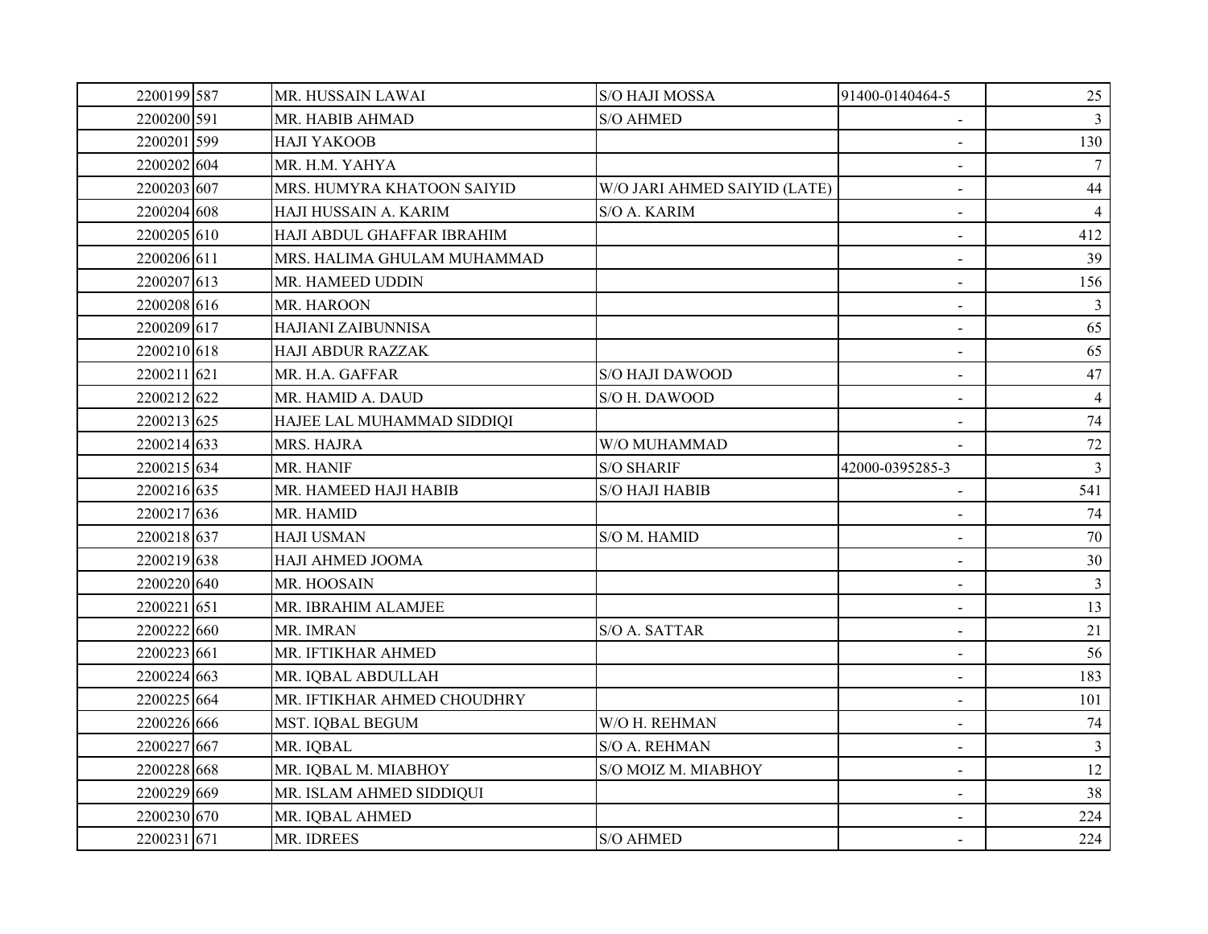| | | | | | |
|---|---|---|---|---|---|
| 2200199 | 587 | MR. HUSSAIN LAWAI | S/O HAJI MOSSA | 91400-0140464-5 | 25 |
| 2200200 | 591 | MR. HABIB AHMAD | S/O AHMED | - | 3 |
| 2200201 | 599 | HAJI YAKOOB | | - | 130 |
| 2200202 | 604 | MR. H.M. YAHYA | | - | 7 |
| 2200203 | 607 | MRS. HUMYRA KHATOON SAIYID | W/O JARI AHMED SAIYID (LATE) | - | 44 |
| 2200204 | 608 | HAJI HUSSAIN A. KARIM | S/O A. KARIM | - | 4 |
| 2200205 | 610 | HAJI ABDUL GHAFFAR IBRAHIM | | - | 412 |
| 2200206 | 611 | MRS. HALIMA GHULAM MUHAMMAD | | - | 39 |
| 2200207 | 613 | MR. HAMEED UDDIN | | - | 156 |
| 2200208 | 616 | MR. HAROON | | - | 3 |
| 2200209 | 617 | HAJIANI ZAIBUNNISA | | - | 65 |
| 2200210 | 618 | HAJI ABDUR RAZZAK | | - | 65 |
| 2200211 | 621 | MR. H.A. GAFFAR | S/O HAJI DAWOOD | - | 47 |
| 2200212 | 622 | MR. HAMID A. DAUD | S/O H. DAWOOD | - | 4 |
| 2200213 | 625 | HAJEE LAL MUHAMMAD SIDDIQI | | - | 74 |
| 2200214 | 633 | MRS. HAJRA | W/O MUHAMMAD | - | 72 |
| 2200215 | 634 | MR. HANIF | S/O SHARIF | 42000-0395285-3 | 3 |
| 2200216 | 635 | MR. HAMEED HAJI HABIB | S/O HAJI HABIB | - | 541 |
| 2200217 | 636 | MR. HAMID | | - | 74 |
| 2200218 | 637 | HAJI USMAN | S/O M. HAMID | - | 70 |
| 2200219 | 638 | HAJI AHMED JOOMA | | - | 30 |
| 2200220 | 640 | MR. HOOSAIN | | - | 3 |
| 2200221 | 651 | MR. IBRAHIM ALAMJEE | | - | 13 |
| 2200222 | 660 | MR. IMRAN | S/O A. SATTAR | - | 21 |
| 2200223 | 661 | MR. IFTIKHAR AHMED | | - | 56 |
| 2200224 | 663 | MR. IQBAL ABDULLAH | | - | 183 |
| 2200225 | 664 | MR. IFTIKHAR AHMED CHOUDHRY | | - | 101 |
| 2200226 | 666 | MST. IQBAL BEGUM | W/O H. REHMAN | - | 74 |
| 2200227 | 667 | MR. IQBAL | S/O A. REHMAN | - | 3 |
| 2200228 | 668 | MR. IQBAL M. MIABHOY | S/O MOIZ M. MIABHOY | - | 12 |
| 2200229 | 669 | MR. ISLAM AHMED SIDDIQUI | | - | 38 |
| 2200230 | 670 | MR. IQBAL AHMED | | - | 224 |
| 2200231 | 671 | MR. IDREES | S/O AHMED | - | 224 |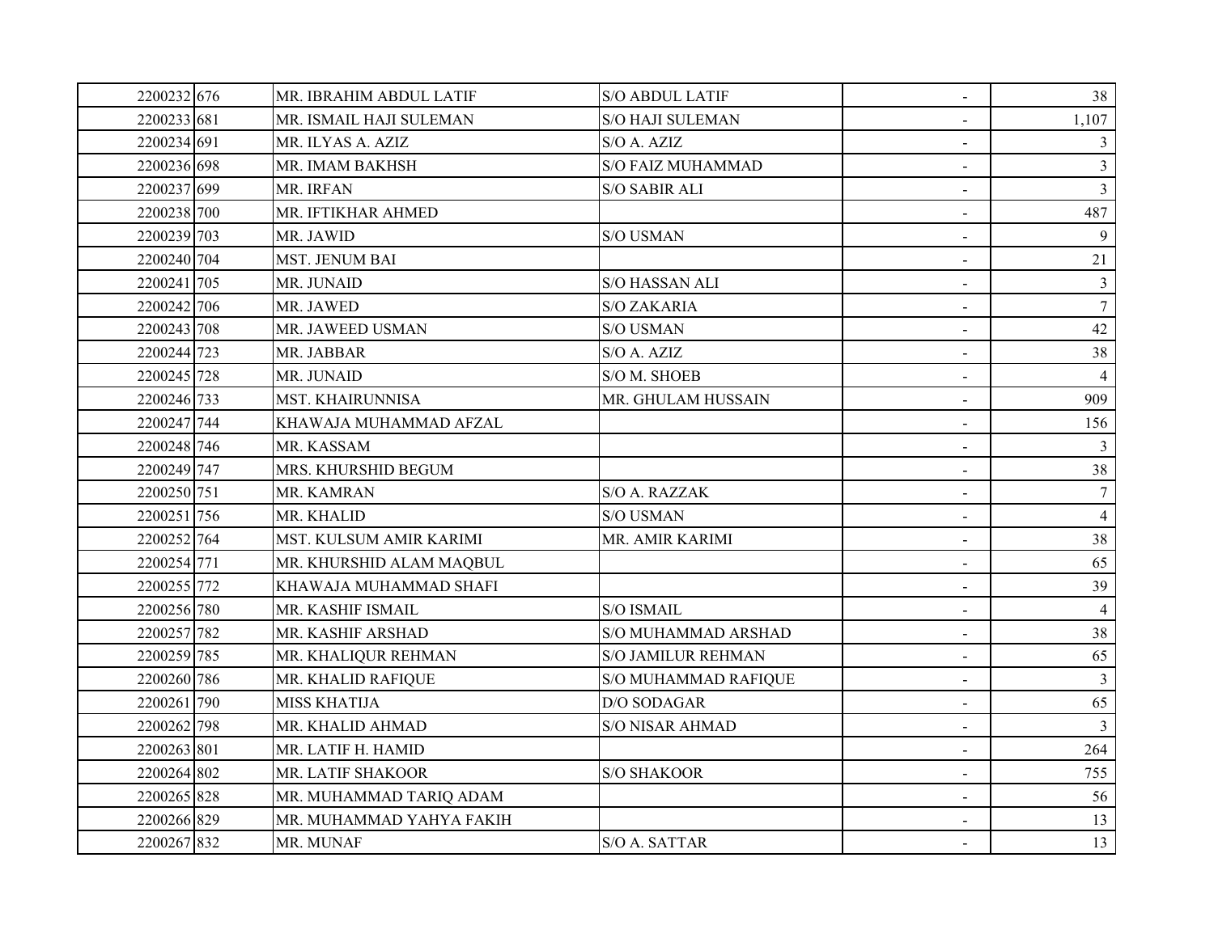| | | | | | |
|---|---|---|---|---|---|
| 2200232 | 676 | MR. IBRAHIM ABDUL LATIF | S/O ABDUL LATIF | - | 38 |
| 2200233 | 681 | MR. ISMAIL HAJI SULEMAN | S/O HAJI SULEMAN | - | 1,107 |
| 2200234 | 691 | MR. ILYAS A. AZIZ | S/O A. AZIZ | - | 3 |
| 2200236 | 698 | MR. IMAM BAKHSH | S/O FAIZ MUHAMMAD | - | 3 |
| 2200237 | 699 | MR. IRFAN | S/O SABIR ALI | - | 3 |
| 2200238 | 700 | MR. IFTIKHAR AHMED | | - | 487 |
| 2200239 | 703 | MR. JAWID | S/O USMAN | - | 9 |
| 2200240 | 704 | MST. JENUM BAI | | - | 21 |
| 2200241 | 705 | MR. JUNAID | S/O HASSAN ALI | - | 3 |
| 2200242 | 706 | MR. JAWED | S/O ZAKARIA | - | 7 |
| 2200243 | 708 | MR. JAWEED USMAN | S/O USMAN | - | 42 |
| 2200244 | 723 | MR. JABBAR | S/O A. AZIZ | - | 38 |
| 2200245 | 728 | MR. JUNAID | S/O M. SHOEB | - | 4 |
| 2200246 | 733 | MST. KHAIRUNNISA | MR. GHULAM HUSSAIN | - | 909 |
| 2200247 | 744 | KHAWAJA MUHAMMAD AFZAL | | - | 156 |
| 2200248 | 746 | MR. KASSAM | | - | 3 |
| 2200249 | 747 | MRS. KHURSHID BEGUM | | - | 38 |
| 2200250 | 751 | MR. KAMRAN | S/O A. RAZZAK | - | 7 |
| 2200251 | 756 | MR. KHALID | S/O USMAN | - | 4 |
| 2200252 | 764 | MST. KULSUM AMIR KARIMI | MR. AMIR KARIMI | - | 38 |
| 2200254 | 771 | MR. KHURSHID ALAM MAQBUL | | - | 65 |
| 2200255 | 772 | KHAWAJA MUHAMMAD SHAFI | | - | 39 |
| 2200256 | 780 | MR. KASHIF ISMAIL | S/O ISMAIL | - | 4 |
| 2200257 | 782 | MR. KASHIF ARSHAD | S/O MUHAMMAD ARSHAD | - | 38 |
| 2200259 | 785 | MR. KHALIQUR REHMAN | S/O JAMILUR REHMAN | - | 65 |
| 2200260 | 786 | MR. KHALID RAFIQUE | S/O MUHAMMAD RAFIQUE | - | 3 |
| 2200261 | 790 | MISS KHATIJA | D/O SODAGAR | - | 65 |
| 2200262 | 798 | MR. KHALID AHMAD | S/O NISAR AHMAD | - | 3 |
| 2200263 | 801 | MR. LATIF H. HAMID | | - | 264 |
| 2200264 | 802 | MR. LATIF SHAKOOR | S/O SHAKOOR | - | 755 |
| 2200265 | 828 | MR. MUHAMMAD TARIQ ADAM | | - | 56 |
| 2200266 | 829 | MR. MUHAMMAD YAHYA FAKIH | | - | 13 |
| 2200267 | 832 | MR. MUNAF | S/O A. SATTAR | - | 13 |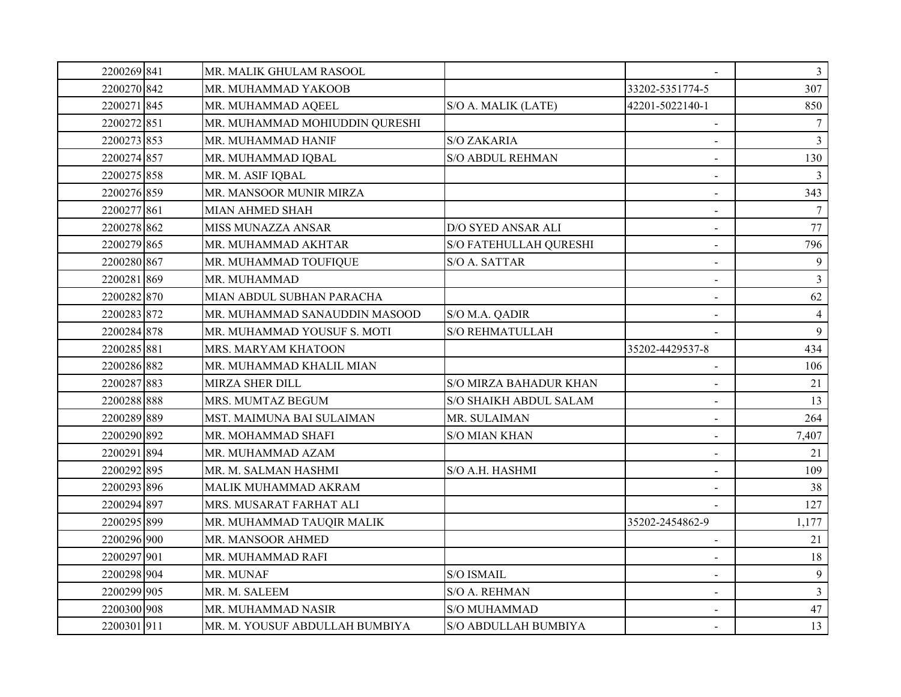| | | | | | |
|---|---|---|---|---|---|
| 2200269 | 841 | MR. MALIK GHULAM RASOOL | | - | 3 |
| 2200270 | 842 | MR. MUHAMMAD YAKOOB | | 33202-5351774-5 | 307 |
| 2200271 | 845 | MR. MUHAMMAD AQEEL | S/O A. MALIK (LATE) | 42201-5022140-1 | 850 |
| 2200272 | 851 | MR. MUHAMMAD MOHIUDDIN QURESHI | | - | 7 |
| 2200273 | 853 | MR. MUHAMMAD HANIF | S/O ZAKARIA | - | 3 |
| 2200274 | 857 | MR. MUHAMMAD IQBAL | S/O ABDUL REHMAN | - | 130 |
| 2200275 | 858 | MR. M. ASIF IQBAL | | - | 3 |
| 2200276 | 859 | MR. MANSOOR MUNIR MIRZA | | - | 343 |
| 2200277 | 861 | MIAN AHMED SHAH | | - | 7 |
| 2200278 | 862 | MISS MUNAZZA ANSAR | D/O SYED ANSAR ALI | - | 77 |
| 2200279 | 865 | MR. MUHAMMAD AKHTAR | S/O FATEHULLAH QURESHI | - | 796 |
| 2200280 | 867 | MR. MUHAMMAD TOUFIQUE | S/O A. SATTAR | - | 9 |
| 2200281 | 869 | MR. MUHAMMAD | | - | 3 |
| 2200282 | 870 | MIAN ABDUL SUBHAN PARACHA | | - | 62 |
| 2200283 | 872 | MR. MUHAMMAD SANAUDDIN MASOOD | S/O M.A. QADIR | - | 4 |
| 2200284 | 878 | MR. MUHAMMAD YOUSUF S. MOTI | S/O REHMATULLAH | - | 9 |
| 2200285 | 881 | MRS. MARYAM KHATOON | | 35202-4429537-8 | 434 |
| 2200286 | 882 | MR. MUHAMMAD KHALIL MIAN | | - | 106 |
| 2200287 | 883 | MIRZA SHER DILL | S/O MIRZA BAHADUR KHAN | - | 21 |
| 2200288 | 888 | MRS. MUMTAZ BEGUM | S/O SHAIKH ABDUL SALAM | - | 13 |
| 2200289 | 889 | MST. MAIMUNA BAI SULAIMAN | MR. SULAIMAN | - | 264 |
| 2200290 | 892 | MR. MOHAMMAD SHAFI | S/O MIAN KHAN | - | 7,407 |
| 2200291 | 894 | MR. MUHAMMAD AZAM | | - | 21 |
| 2200292 | 895 | MR. M. SALMAN HASHMI | S/O A.H. HASHMI | - | 109 |
| 2200293 | 896 | MALIK MUHAMMAD AKRAM | | - | 38 |
| 2200294 | 897 | MRS. MUSARAT FARHAT ALI | | - | 127 |
| 2200295 | 899 | MR. MUHAMMAD TAUQIR MALIK | | 35202-2454862-9 | 1,177 |
| 2200296 | 900 | MR. MANSOOR AHMED | | - | 21 |
| 2200297 | 901 | MR. MUHAMMAD RAFI | | - | 18 |
| 2200298 | 904 | MR. MUNAF | S/O ISMAIL | - | 9 |
| 2200299 | 905 | MR. M. SALEEM | S/O A. REHMAN | - | 3 |
| 2200300 | 908 | MR. MUHAMMAD NASIR | S/O MUHAMMAD | - | 47 |
| 2200301 | 911 | MR. M. YOUSUF ABDULLAH BUMBIYA | S/O ABDULLAH BUMBIYA | - | 13 |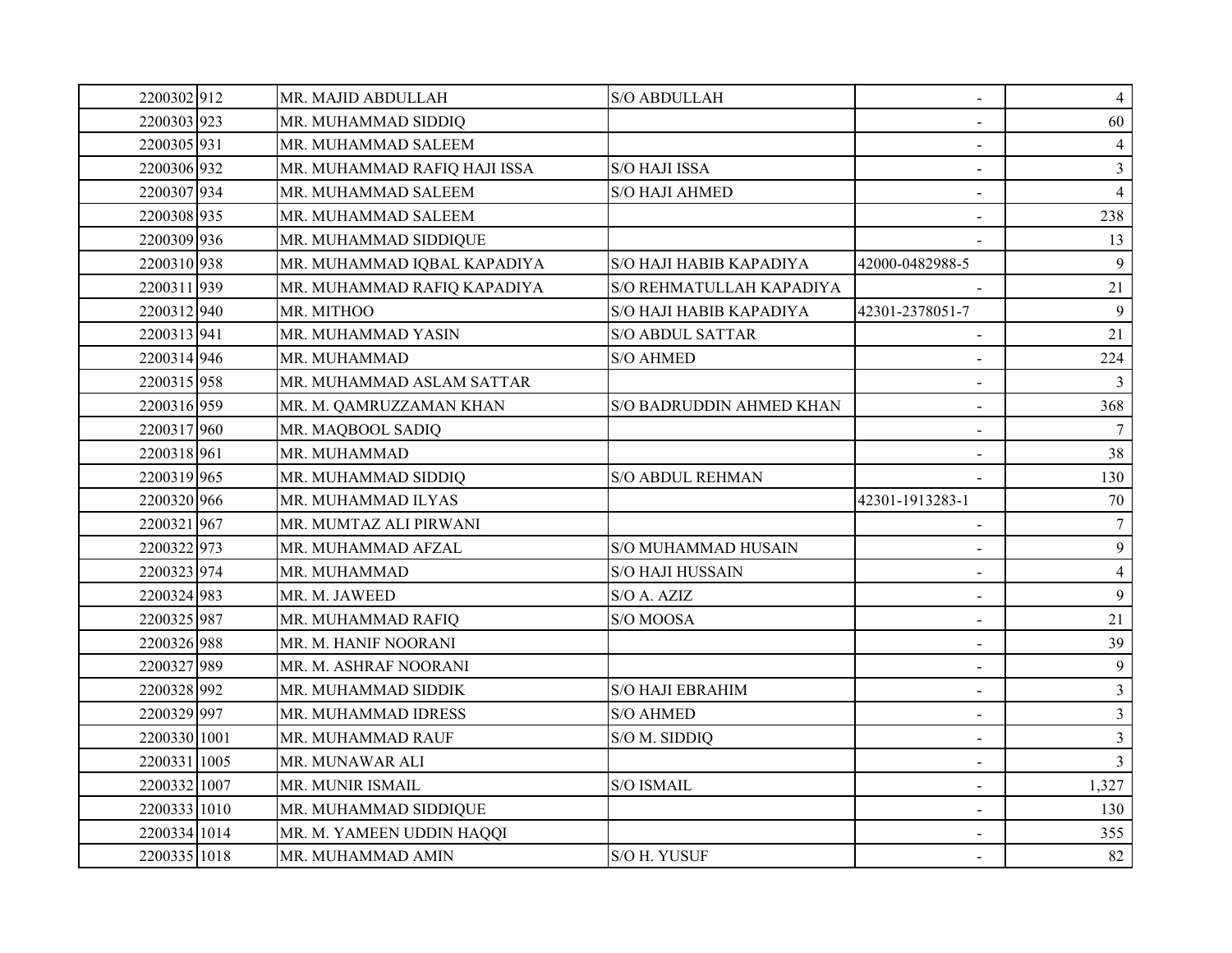| | | | | | |
|---|---|---|---|---|---|
| 2200302 | 912 | MR. MAJID ABDULLAH | S/O ABDULLAH | - | 4 |
| 2200303 | 923 | MR. MUHAMMAD SIDDIQ | | - | 60 |
| 2200305 | 931 | MR. MUHAMMAD SALEEM | | - | 4 |
| 2200306 | 932 | MR. MUHAMMAD RAFIQ HAJI ISSA | S/O HAJI ISSA | - | 3 |
| 2200307 | 934 | MR. MUHAMMAD SALEEM | S/O HAJI AHMED | - | 4 |
| 2200308 | 935 | MR. MUHAMMAD SALEEM | | - | 238 |
| 2200309 | 936 | MR. MUHAMMAD SIDDIQUE | | - | 13 |
| 2200310 | 938 | MR. MUHAMMAD IQBAL KAPADIYA | S/O HAJI HABIB KAPADIYA | 42000-0482988-5 | 9 |
| 2200311 | 939 | MR. MUHAMMAD RAFIQ KAPADIYA | S/O REHMATULLAH KAPADIYA | - | 21 |
| 2200312 | 940 | MR. MITHOO | S/O HAJI HABIB KAPADIYA | 42301-2378051-7 | 9 |
| 2200313 | 941 | MR. MUHAMMAD YASIN | S/O ABDUL SATTAR | - | 21 |
| 2200314 | 946 | MR. MUHAMMAD | S/O AHMED | - | 224 |
| 2200315 | 958 | MR. MUHAMMAD ASLAM SATTAR | | - | 3 |
| 2200316 | 959 | MR. M. QAMRUZZAMAN KHAN | S/O BADRUDDIN AHMED KHAN | - | 368 |
| 2200317 | 960 | MR. MAQBOOL SADIQ | | - | 7 |
| 2200318 | 961 | MR. MUHAMMAD | | - | 38 |
| 2200319 | 965 | MR. MUHAMMAD SIDDIQ | S/O ABDUL REHMAN | - | 130 |
| 2200320 | 966 | MR. MUHAMMAD ILYAS | | 42301-1913283-1 | 70 |
| 2200321 | 967 | MR. MUMTAZ ALI PIRWANI | | - | 7 |
| 2200322 | 973 | MR. MUHAMMAD AFZAL | S/O MUHAMMAD HUSAIN | - | 9 |
| 2200323 | 974 | MR. MUHAMMAD | S/O HAJI HUSSAIN | - | 4 |
| 2200324 | 983 | MR. M. JAWEED | S/O A. AZIZ | - | 9 |
| 2200325 | 987 | MR. MUHAMMAD RAFIQ | S/O MOOSA | - | 21 |
| 2200326 | 988 | MR. M. HANIF NOORANI | | - | 39 |
| 2200327 | 989 | MR. M. ASHRAF NOORANI | | - | 9 |
| 2200328 | 992 | MR. MUHAMMAD SIDDIK | S/O HAJI EBRAHIM | - | 3 |
| 2200329 | 997 | MR. MUHAMMAD IDRESS | S/O AHMED | - | 3 |
| 2200330 | 1001 | MR. MUHAMMAD RAUF | S/O M. SIDDIQ | - | 3 |
| 2200331 | 1005 | MR. MUNAWAR ALI | | - | 3 |
| 2200332 | 1007 | MR. MUNIR ISMAIL | S/O ISMAIL | - | 1,327 |
| 2200333 | 1010 | MR. MUHAMMAD SIDDIQUE | | - | 130 |
| 2200334 | 1014 | MR. M. YAMEEN UDDIN HAQQI | | - | 355 |
| 2200335 | 1018 | MR. MUHAMMAD AMIN | S/O H. YUSUF | - | 82 |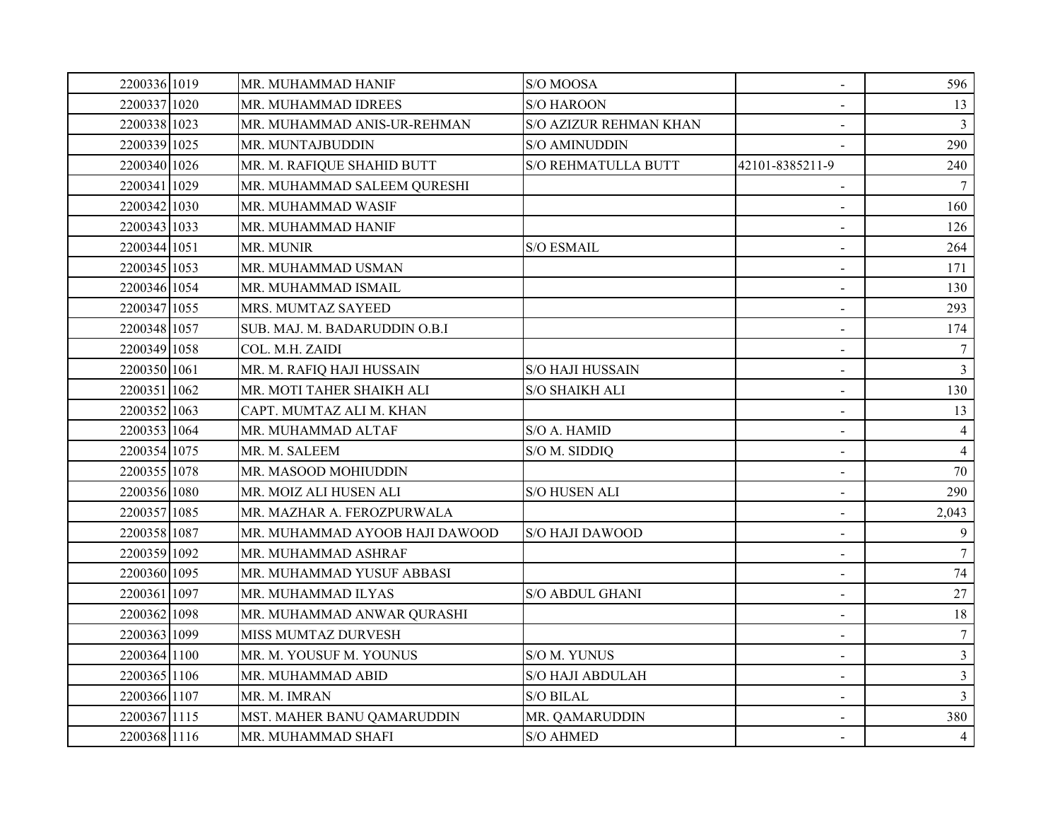| | | | | | |
|---|---|---|---|---|---|
| 2200336 | 1019 | MR. MUHAMMAD HANIF | S/O MOOSA | - | 596 |
| 2200337 | 1020 | MR. MUHAMMAD IDREES | S/O HAROON | - | 13 |
| 2200338 | 1023 | MR. MUHAMMAD ANIS-UR-REHMAN | S/O AZIZUR REHMAN KHAN | - | 3 |
| 2200339 | 1025 | MR. MUNTAJBUDDIN | S/O AMINUDDIN | - | 290 |
| 2200340 | 1026 | MR. M. RAFIQUE SHAHID BUTT | S/O REHMATULLA BUTT | 42101-8385211-9 | 240 |
| 2200341 | 1029 | MR. MUHAMMAD SALEEM QURESHI | | - | 7 |
| 2200342 | 1030 | MR. MUHAMMAD WASIF | | - | 160 |
| 2200343 | 1033 | MR. MUHAMMAD HANIF | | - | 126 |
| 2200344 | 1051 | MR. MUNIR | S/O ESMAIL | - | 264 |
| 2200345 | 1053 | MR. MUHAMMAD USMAN | | - | 171 |
| 2200346 | 1054 | MR. MUHAMMAD ISMAIL | | - | 130 |
| 2200347 | 1055 | MRS. MUMTAZ SAYEED | | - | 293 |
| 2200348 | 1057 | SUB. MAJ. M. BADARUDDIN O.B.I | | - | 174 |
| 2200349 | 1058 | COL. M.H. ZAIDI | | - | 7 |
| 2200350 | 1061 | MR. M. RAFIQ HAJI HUSSAIN | S/O HAJI HUSSAIN | - | 3 |
| 2200351 | 1062 | MR. MOTI TAHER SHAIKH ALI | S/O SHAIKH ALI | - | 130 |
| 2200352 | 1063 | CAPT. MUMTAZ ALI M. KHAN | | - | 13 |
| 2200353 | 1064 | MR. MUHAMMAD ALTAF | S/O A. HAMID | - | 4 |
| 2200354 | 1075 | MR. M. SALEEM | S/O M. SIDDIQ | - | 4 |
| 2200355 | 1078 | MR. MASOOD MOHIUDDIN | | - | 70 |
| 2200356 | 1080 | MR. MOIZ ALI HUSEN ALI | S/O HUSEN ALI | - | 290 |
| 2200357 | 1085 | MR. MAZHAR A. FEROZPURWALA | | - | 2,043 |
| 2200358 | 1087 | MR. MUHAMMAD AYOOB HAJI DAWOOD | S/O HAJI DAWOOD | - | 9 |
| 2200359 | 1092 | MR. MUHAMMAD ASHRAF | | - | 7 |
| 2200360 | 1095 | MR. MUHAMMAD YUSUF ABBASI | | - | 74 |
| 2200361 | 1097 | MR. MUHAMMAD ILYAS | S/O ABDUL GHANI | - | 27 |
| 2200362 | 1098 | MR. MUHAMMAD ANWAR QURASHI | | - | 18 |
| 2200363 | 1099 | MISS MUMTAZ DURVESH | | - | 7 |
| 2200364 | 1100 | MR. M. YOUSUF M. YOUNUS | S/O M. YUNUS | - | 3 |
| 2200365 | 1106 | MR. MUHAMMAD ABID | S/O HAJI ABDULAH | - | 3 |
| 2200366 | 1107 | MR. M. IMRAN | S/O BILAL | - | 3 |
| 2200367 | 1115 | MST. MAHER BANU QAMARUDDIN | MR. QAMARUDDIN | - | 380 |
| 2200368 | 1116 | MR. MUHAMMAD SHAFI | S/O AHMED | - | 4 |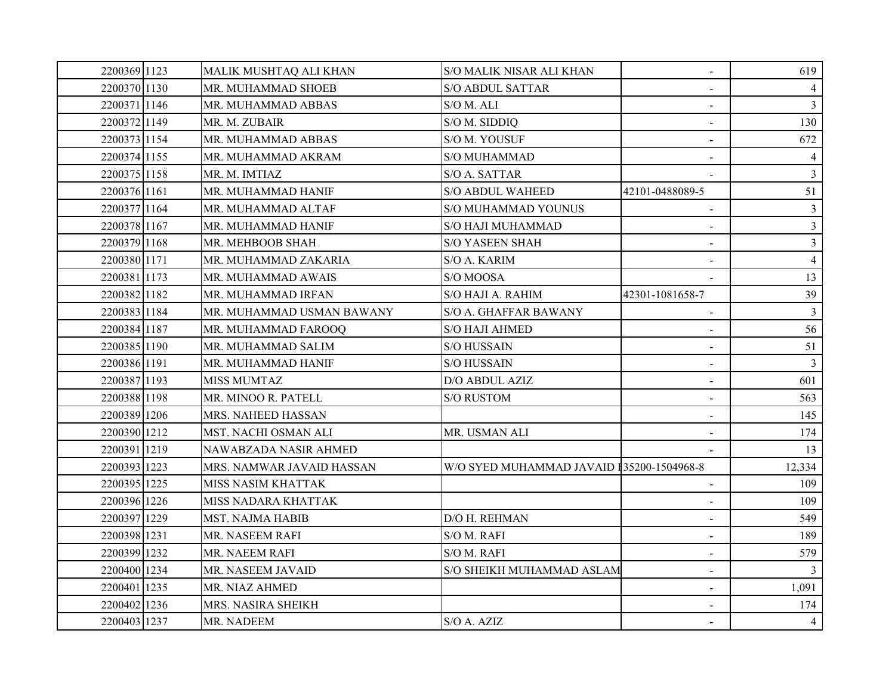| | | | | | |
|---|---|---|---|---|---|
| 2200369 | 1123 | MALIK MUSHTAQ ALI KHAN | S/O MALIK NISAR ALI KHAN | - | 619 |
| 2200370 | 1130 | MR. MUHAMMAD SHOEB | S/O ABDUL SATTAR | - | 4 |
| 2200371 | 1146 | MR. MUHAMMAD ABBAS | S/O M. ALI | - | 3 |
| 2200372 | 1149 | MR. M. ZUBAIR | S/O M. SIDDIQ | - | 130 |
| 2200373 | 1154 | MR. MUHAMMAD ABBAS | S/O M. YOUSUF | - | 672 |
| 2200374 | 1155 | MR. MUHAMMAD AKRAM | S/O MUHAMMAD | - | 4 |
| 2200375 | 1158 | MR. M. IMTIAZ | S/O A. SATTAR | - | 3 |
| 2200376 | 1161 | MR. MUHAMMAD HANIF | S/O ABDUL WAHEED | 42101-0488089-5 | 51 |
| 2200377 | 1164 | MR. MUHAMMAD ALTAF | S/O MUHAMMAD YOUNUS | - | 3 |
| 2200378 | 1167 | MR. MUHAMMAD HANIF | S/O HAJI MUHAMMAD | - | 3 |
| 2200379 | 1168 | MR. MEHBOOB SHAH | S/O YASEEN SHAH | - | 3 |
| 2200380 | 1171 | MR. MUHAMMAD ZAKARIA | S/O A. KARIM | - | 4 |
| 2200381 | 1173 | MR. MUHAMMAD AWAIS | S/O MOOSA | - | 13 |
| 2200382 | 1182 | MR. MUHAMMAD IRFAN | S/O HAJI A. RAHIM | 42301-1081658-7 | 39 |
| 2200383 | 1184 | MR. MUHAMMAD USMAN BAWANY | S/O A. GHAFFAR BAWANY | - | 3 |
| 2200384 | 1187 | MR. MUHAMMAD FAROOQ | S/O HAJI AHMED | - | 56 |
| 2200385 | 1190 | MR. MUHAMMAD SALIM | S/O HUSSAIN | - | 51 |
| 2200386 | 1191 | MR. MUHAMMAD HANIF | S/O HUSSAIN | - | 3 |
| 2200387 | 1193 | MISS MUMTAZ | D/O ABDUL AZIZ | - | 601 |
| 2200388 | 1198 | MR. MINOO R. PATELL | S/O RUSTOM | - | 563 |
| 2200389 | 1206 | MRS. NAHEED HASSAN | | - | 145 |
| 2200390 | 1212 | MST. NACHI OSMAN ALI | MR. USMAN ALI | - | 174 |
| 2200391 | 1219 | NAWABZADA NASIR AHMED | | - | 13 |
| 2200393 | 1223 | MRS. NAMWAR JAVAID HASSAN | W/O SYED MUHAMMAD JAVAID I | 35200-1504968-8 | 12,334 |
| 2200395 | 1225 | MISS NASIM KHATTAK | | - | 109 |
| 2200396 | 1226 | MISS NADARA KHATTAK | | - | 109 |
| 2200397 | 1229 | MST. NAJMA HABIB | D/O H. REHMAN | - | 549 |
| 2200398 | 1231 | MR. NASEEM RAFI | S/O M. RAFI | - | 189 |
| 2200399 | 1232 | MR. NAEEM RAFI | S/O M. RAFI | - | 579 |
| 2200400 | 1234 | MR. NASEEM JAVAID | S/O SHEIKH MUHAMMAD ASLAM | - | 3 |
| 2200401 | 1235 | MR. NIAZ AHMED | | - | 1,091 |
| 2200402 | 1236 | MRS. NASIRA SHEIKH | | - | 174 |
| 2200403 | 1237 | MR. NADEEM | S/O A. AZIZ | - | 4 |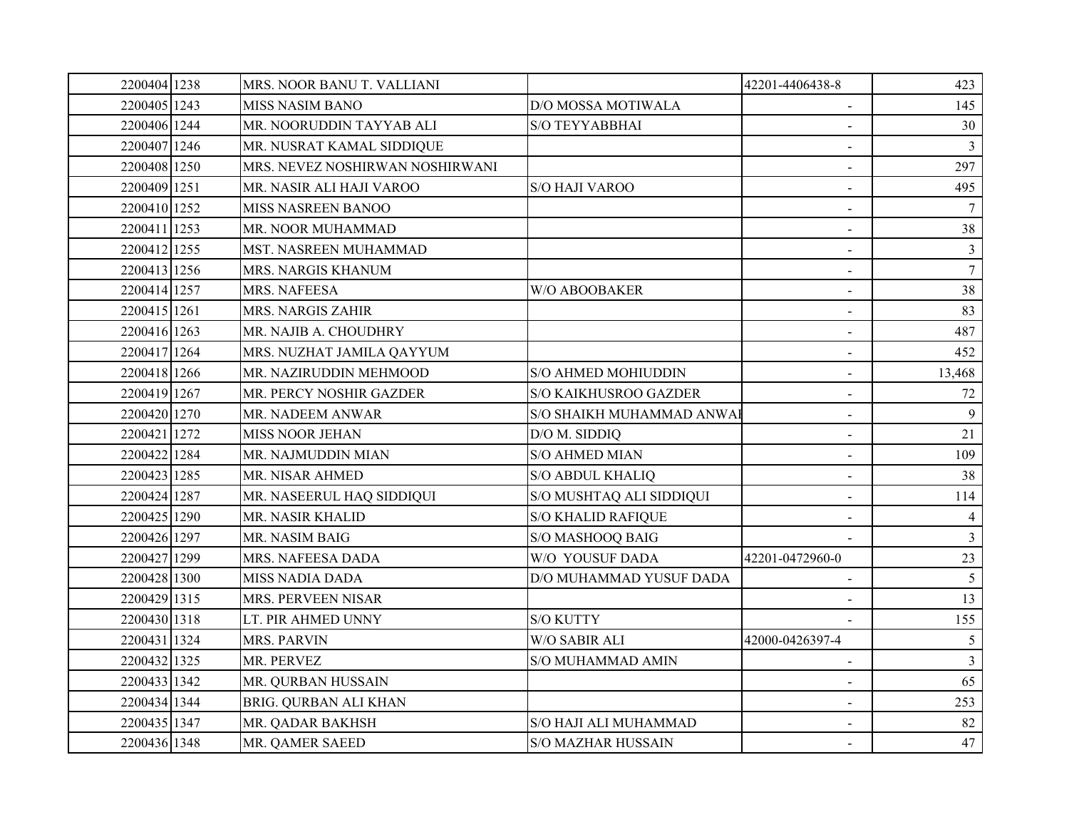| | | | | | |
|---|---|---|---|---|---|
| 2200404 | 1238 | MRS. NOOR BANU T. VALLIANI | | 42201-4406438-8 | 423 |
| 2200405 | 1243 | MISS NASIM BANO | D/O MOSSA MOTIWALA | - | 145 |
| 2200406 | 1244 | MR. NOORUDDIN TAYYAB ALI | S/O TEYYABBHAI | - | 30 |
| 2200407 | 1246 | MR. NUSRAT KAMAL SIDDIQUE | | - | 3 |
| 2200408 | 1250 | MRS. NEVEZ NOSHIRWAN NOSHIRWANI | | - | 297 |
| 2200409 | 1251 | MR. NASIR ALI HAJI VAROO | S/O HAJI VAROO | - | 495 |
| 2200410 | 1252 | MISS NASREEN BANOO | | - | 7 |
| 2200411 | 1253 | MR. NOOR MUHAMMAD | | - | 38 |
| 2200412 | 1255 | MST. NASREEN MUHAMMAD | | - | 3 |
| 2200413 | 1256 | MRS. NARGIS KHANUM | | - | 7 |
| 2200414 | 1257 | MRS. NAFEESA | W/O ABOOBAKER | - | 38 |
| 2200415 | 1261 | MRS. NARGIS ZAHIR | | - | 83 |
| 2200416 | 1263 | MR. NAJIB A. CHOUDHRY | | - | 487 |
| 2200417 | 1264 | MRS. NUZHAT JAMILA QAYYUM | | - | 452 |
| 2200418 | 1266 | MR. NAZIRUDDIN MEHMOOD | S/O AHMED MOHIUDDIN | - | 13,468 |
| 2200419 | 1267 | MR. PERCY NOSHIR GAZDER | S/O KAIKHUSROO GAZDER | - | 72 |
| 2200420 | 1270 | MR. NADEEM ANWAR | S/O SHAIKH MUHAMMAD ANWAI | - | 9 |
| 2200421 | 1272 | MISS NOOR JEHAN | D/O M. SIDDIQ | - | 21 |
| 2200422 | 1284 | MR. NAJMUDDIN MIAN | S/O AHMED MIAN | - | 109 |
| 2200423 | 1285 | MR. NISAR AHMED | S/O ABDUL KHALIQ | - | 38 |
| 2200424 | 1287 | MR. NASEERUL HAQ SIDDIQUI | S/O MUSHTAQ ALI SIDDIQUI | - | 114 |
| 2200425 | 1290 | MR. NASIR KHALID | S/O KHALID RAFIQUE | - | 4 |
| 2200426 | 1297 | MR. NASIM BAIG | S/O MASHOOQ BAIG | - | 3 |
| 2200427 | 1299 | MRS. NAFEESA DADA | W/O YOUSUF DADA | 42201-0472960-0 | 23 |
| 2200428 | 1300 | MISS NADIA DADA | D/O MUHAMMAD YUSUF DADA | - | 5 |
| 2200429 | 1315 | MRS. PERVEEN NISAR | | - | 13 |
| 2200430 | 1318 | LT. PIR AHMED UNNY | S/O KUTTY | - | 155 |
| 2200431 | 1324 | MRS. PARVIN | W/O SABIR ALI | 42000-0426397-4 | 5 |
| 2200432 | 1325 | MR. PERVEZ | S/O MUHAMMAD AMIN | - | 3 |
| 2200433 | 1342 | MR. QURBAN HUSSAIN | | - | 65 |
| 2200434 | 1344 | BRIG. QURBAN ALI KHAN | | - | 253 |
| 2200435 | 1347 | MR. QADAR BAKHSH | S/O HAJI ALI MUHAMMAD | - | 82 |
| 2200436 | 1348 | MR. QAMER SAEED | S/O MAZHAR HUSSAIN | - | 47 |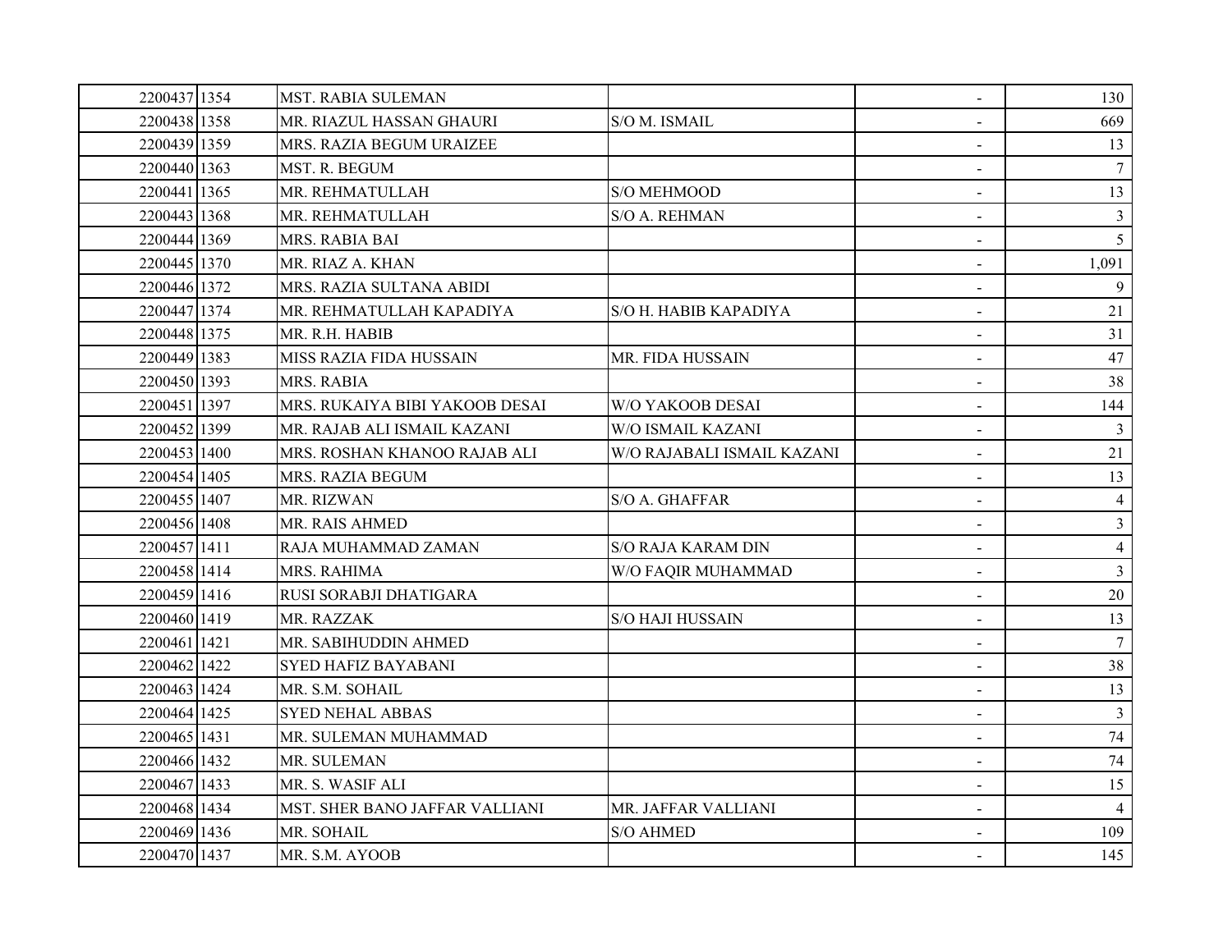| | | | | | |
|---|---|---|---|---|---|
| 2200437 | 1354 | MST. RABIA SULEMAN | | - | 130 |
| 2200438 | 1358 | MR. RIAZUL HASSAN GHAURI | S/O M. ISMAIL | - | 669 |
| 2200439 | 1359 | MRS. RAZIA BEGUM URAIZEE | | - | 13 |
| 2200440 | 1363 | MST. R. BEGUM | | - | 7 |
| 2200441 | 1365 | MR. REHMATULLAH | S/O MEHMOOD | - | 13 |
| 2200443 | 1368 | MR. REHMATULLAH | S/O A. REHMAN | - | 3 |
| 2200444 | 1369 | MRS. RABIA BAI | | - | 5 |
| 2200445 | 1370 | MR. RIAZ A. KHAN | | - | 1,091 |
| 2200446 | 1372 | MRS. RAZIA SULTANA ABIDI | | - | 9 |
| 2200447 | 1374 | MR. REHMATULLAH KAPADIYA | S/O H. HABIB KAPADIYA | - | 21 |
| 2200448 | 1375 | MR. R.H. HABIB | | - | 31 |
| 2200449 | 1383 | MISS RAZIA FIDA HUSSAIN | MR. FIDA HUSSAIN | - | 47 |
| 2200450 | 1393 | MRS. RABIA | | - | 38 |
| 2200451 | 1397 | MRS. RUKAIYA BIBI YAKOOB DESAI | W/O YAKOOB DESAI | - | 144 |
| 2200452 | 1399 | MR. RAJAB ALI ISMAIL KAZANI | W/O ISMAIL KAZANI | - | 3 |
| 2200453 | 1400 | MRS. ROSHAN KHANOO RAJAB ALI | W/O RAJABALI ISMAIL KAZANI | - | 21 |
| 2200454 | 1405 | MRS. RAZIA BEGUM | | - | 13 |
| 2200455 | 1407 | MR. RIZWAN | S/O A. GHAFFAR | - | 4 |
| 2200456 | 1408 | MR. RAIS AHMED | | - | 3 |
| 2200457 | 1411 | RAJA MUHAMMAD ZAMAN | S/O RAJA KARAM DIN | - | 4 |
| 2200458 | 1414 | MRS. RAHIMA | W/O FAQIR MUHAMMAD | - | 3 |
| 2200459 | 1416 | RUSI SORABJI DHATIGARA | | - | 20 |
| 2200460 | 1419 | MR. RAZZAK | S/O HAJI HUSSAIN | - | 13 |
| 2200461 | 1421 | MR. SABIHUDDIN AHMED | | - | 7 |
| 2200462 | 1422 | SYED HAFIZ BAYABANI | | - | 38 |
| 2200463 | 1424 | MR. S.M. SOHAIL | | - | 13 |
| 2200464 | 1425 | SYED NEHAL ABBAS | | - | 3 |
| 2200465 | 1431 | MR. SULEMAN MUHAMMAD | | - | 74 |
| 2200466 | 1432 | MR. SULEMAN | | - | 74 |
| 2200467 | 1433 | MR. S. WASIF ALI | | - | 15 |
| 2200468 | 1434 | MST. SHER BANO JAFFAR VALLIANI | MR. JAFFAR VALLIANI | - | 4 |
| 2200469 | 1436 | MR. SOHAIL | S/O AHMED | - | 109 |
| 2200470 | 1437 | MR. S.M. AYOOB | | - | 145 |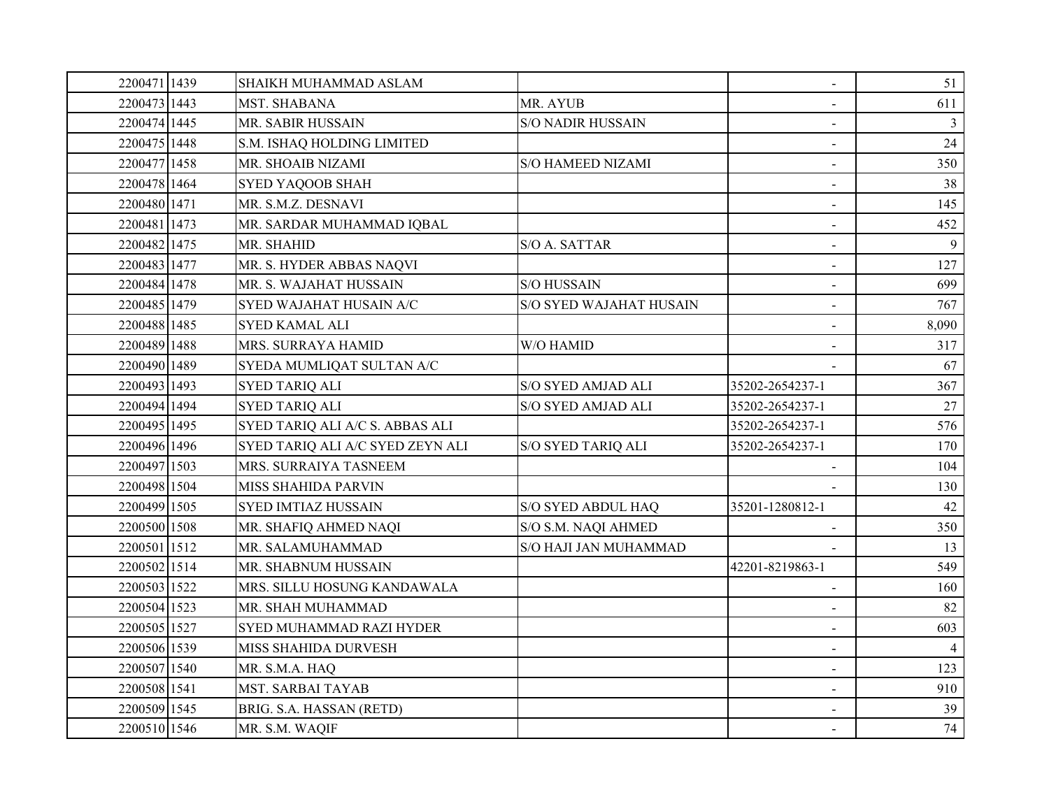| | | | | | |
|---|---|---|---|---|---|
| 2200471 | 1439 | SHAIKH MUHAMMAD ASLAM | | - | 51 |
| 2200473 | 1443 | MST. SHABANA | MR. AYUB | - | 611 |
| 2200474 | 1445 | MR. SABIR HUSSAIN | S/O NADIR HUSSAIN | - | 3 |
| 2200475 | 1448 | S.M. ISHAQ HOLDING LIMITED | | - | 24 |
| 2200477 | 1458 | MR. SHOAIB NIZAMI | S/O HAMEED NIZAMI | - | 350 |
| 2200478 | 1464 | SYED YAQOOB SHAH | | - | 38 |
| 2200480 | 1471 | MR. S.M.Z. DESNAVI | | - | 145 |
| 2200481 | 1473 | MR. SARDAR MUHAMMAD IQBAL | | - | 452 |
| 2200482 | 1475 | MR. SHAHID | S/O A. SATTAR | - | 9 |
| 2200483 | 1477 | MR. S. HYDER ABBAS NAQVI | | - | 127 |
| 2200484 | 1478 | MR. S. WAJAHAT HUSSAIN | S/O HUSSAIN | - | 699 |
| 2200485 | 1479 | SYED WAJAHAT HUSAIN A/C | S/O SYED WAJAHAT HUSAIN | - | 767 |
| 2200488 | 1485 | SYED KAMAL ALI | | - | 8,090 |
| 2200489 | 1488 | MRS. SURRAYA HAMID | W/O HAMID | - | 317 |
| 2200490 | 1489 | SYEDA MUMLIQAT SULTAN A/C | | - | 67 |
| 2200493 | 1493 | SYED TARIQ ALI | S/O SYED AMJAD ALI | 35202-2654237-1 | 367 |
| 2200494 | 1494 | SYED TARIQ ALI | S/O SYED AMJAD ALI | 35202-2654237-1 | 27 |
| 2200495 | 1495 | SYED TARIQ ALI A/C S. ABBAS ALI | | 35202-2654237-1 | 576 |
| 2200496 | 1496 | SYED TARIQ ALI A/C SYED ZEYN ALI | S/O SYED TARIQ ALI | 35202-2654237-1 | 170 |
| 2200497 | 1503 | MRS. SURRAIYA TASNEEM | | - | 104 |
| 2200498 | 1504 | MISS SHAHIDA PARVIN | | - | 130 |
| 2200499 | 1505 | SYED IMTIAZ HUSSAIN | S/O SYED ABDUL HAQ | 35201-1280812-1 | 42 |
| 2200500 | 1508 | MR. SHAFIQ AHMED NAQI | S/O S.M. NAQI AHMED | - | 350 |
| 2200501 | 1512 | MR. SALAMUHAMMAD | S/O HAJI JAN MUHAMMAD | - | 13 |
| 2200502 | 1514 | MR. SHABNUM HUSSAIN | | 42201-8219863-1 | 549 |
| 2200503 | 1522 | MRS. SILLU HOSUNG KANDAWALA | | - | 160 |
| 2200504 | 1523 | MR. SHAH MUHAMMAD | | - | 82 |
| 2200505 | 1527 | SYED MUHAMMAD RAZI HYDER | | - | 603 |
| 2200506 | 1539 | MISS SHAHIDA DURVESH | | - | 4 |
| 2200507 | 1540 | MR. S.M.A. HAQ | | - | 123 |
| 2200508 | 1541 | MST. SARBAI TAYAB | | - | 910 |
| 2200509 | 1545 | BRIG. S.A. HASSAN (RETD) | | - | 39 |
| 2200510 | 1546 | MR. S.M. WAQIF | | - | 74 |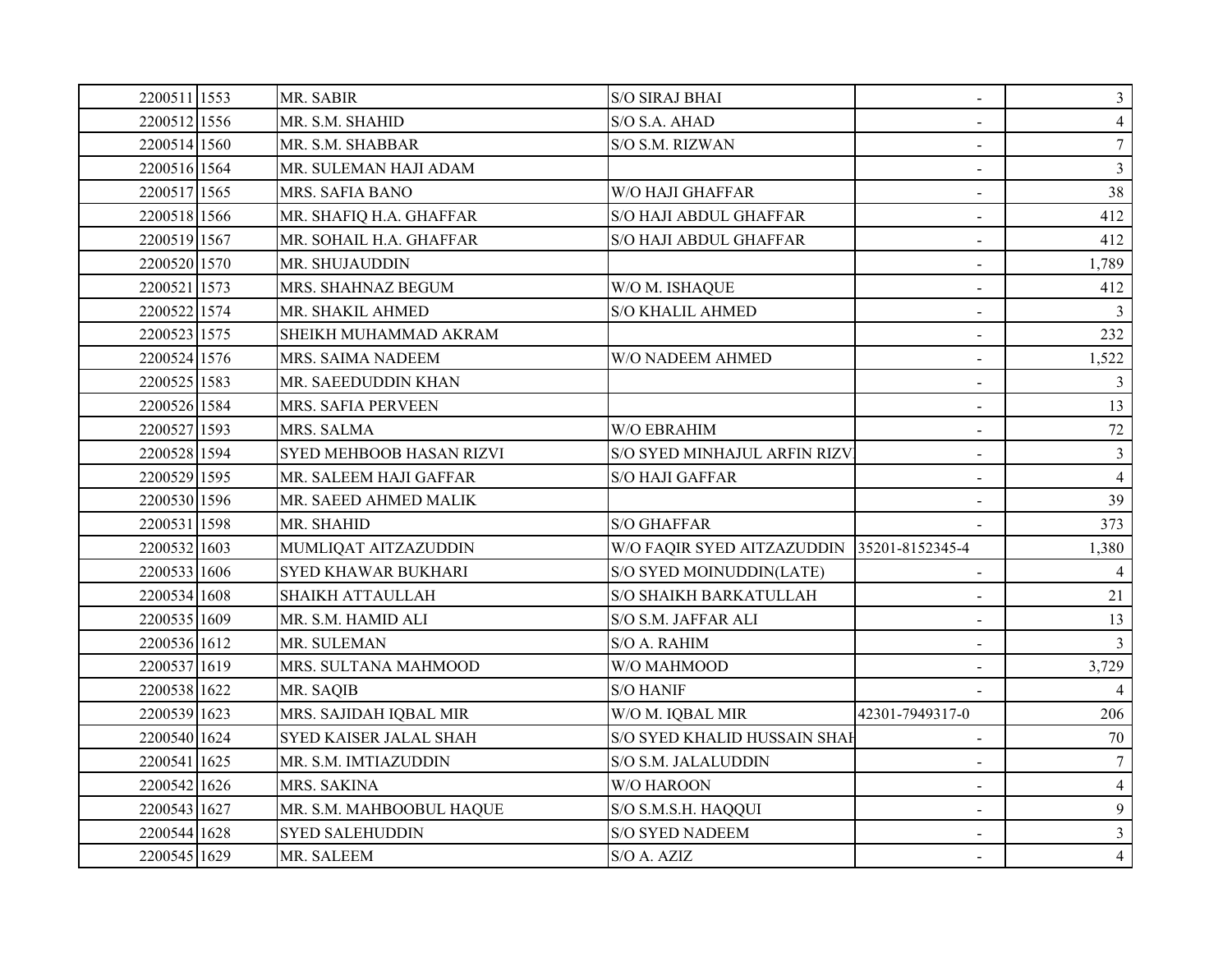| | | | | | |
|---|---|---|---|---|---|
| 2200511 | 1553 | MR. SABIR | S/O SIRAJ BHAI | - | 3 |
| 2200512 | 1556 | MR. S.M. SHAHID | S/O S.A. AHAD | - | 4 |
| 2200514 | 1560 | MR. S.M. SHABBAR | S/O S.M. RIZWAN | - | 7 |
| 2200516 | 1564 | MR. SULEMAN HAJI ADAM | | - | 3 |
| 2200517 | 1565 | MRS. SAFIA BANO | W/O HAJI GHAFFAR | - | 38 |
| 2200518 | 1566 | MR. SHAFIQ H.A. GHAFFAR | S/O HAJI ABDUL GHAFFAR | - | 412 |
| 2200519 | 1567 | MR. SOHAIL H.A. GHAFFAR | S/O HAJI ABDUL GHAFFAR | - | 412 |
| 2200520 | 1570 | MR. SHUJAUDDIN | | - | 1,789 |
| 2200521 | 1573 | MRS. SHAHNAZ BEGUM | W/O M. ISHAQUE | - | 412 |
| 2200522 | 1574 | MR. SHAKIL AHMED | S/O KHALIL AHMED | - | 3 |
| 2200523 | 1575 | SHEIKH MUHAMMAD AKRAM | | - | 232 |
| 2200524 | 1576 | MRS. SAIMA NADEEM | W/O NADEEM AHMED | - | 1,522 |
| 2200525 | 1583 | MR. SAEEDUDDIN KHAN | | - | 3 |
| 2200526 | 1584 | MRS. SAFIA PERVEEN | | - | 13 |
| 2200527 | 1593 | MRS. SALMA | W/O EBRAHIM | - | 72 |
| 2200528 | 1594 | SYED MEHBOOB HASAN RIZVI | S/O SYED MINHAJUL ARFIN RIZVI | - | 3 |
| 2200529 | 1595 | MR. SALEEM HAJI GAFFAR | S/O HAJI GAFFAR | - | 4 |
| 2200530 | 1596 | MR. SAEED AHMED MALIK | | - | 39 |
| 2200531 | 1598 | MR. SHAHID | S/O GHAFFAR | - | 373 |
| 2200532 | 1603 | MUMLIQAT AITZAZUDDIN | W/O FAQIR SYED AITZAZUDDIN | 35201-8152345-4 | 1,380 |
| 2200533 | 1606 | SYED KHAWAR BUKHARI | S/O SYED MOINUDDIN(LATE) | - | 4 |
| 2200534 | 1608 | SHAIKH ATTAULLAH | S/O SHAIKH BARKATULLAH | - | 21 |
| 2200535 | 1609 | MR. S.M. HAMID ALI | S/O S.M. JAFFAR ALI | - | 13 |
| 2200536 | 1612 | MR. SULEMAN | S/O A. RAHIM | - | 3 |
| 2200537 | 1619 | MRS. SULTANA MAHMOOD | W/O MAHMOOD | - | 3,729 |
| 2200538 | 1622 | MR. SAQIB | S/O HANIF | - | 4 |
| 2200539 | 1623 | MRS. SAJIDAH IQBAL MIR | W/O M. IQBAL MIR | 42301-7949317-0 | 206 |
| 2200540 | 1624 | SYED KAISER JALAL SHAH | S/O SYED KHALID HUSSAIN SHAH | - | 70 |
| 2200541 | 1625 | MR. S.M. IMTIAZUDDIN | S/O S.M. JALALUDDIN | - | 7 |
| 2200542 | 1626 | MRS. SAKINA | W/O HAROON | - | 4 |
| 2200543 | 1627 | MR. S.M. MAHBOOBUL HAQUE | S/O S.M.S.H. HAQQUI | - | 9 |
| 2200544 | 1628 | SYED SALEHUDDIN | S/O SYED NADEEM | - | 3 |
| 2200545 | 1629 | MR. SALEEM | S/O A. AZIZ | - | 4 |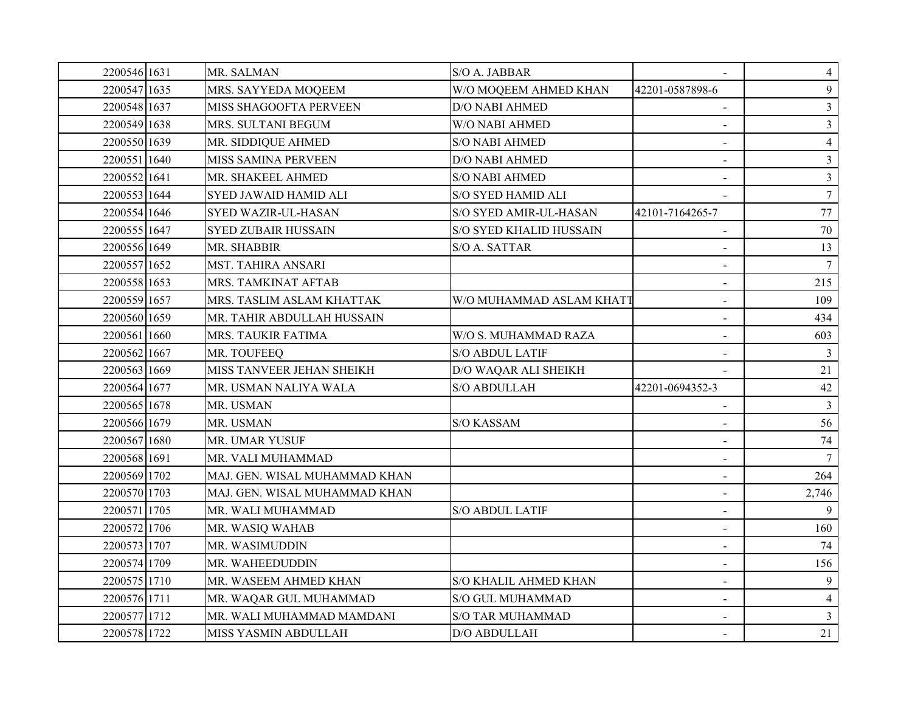| | | | | | |
|---|---|---|---|---|---|
| 2200546 | 1631 | MR. SALMAN | S/O A. JABBAR | - | 4 |
| 2200547 | 1635 | MRS. SAYYEDA MOQEEM | W/O MOQEEM AHMED KHAN | 42201-0587898-6 | 9 |
| 2200548 | 1637 | MISS SHAGOOFTA PERVEEN | D/O NABI AHMED | - | 3 |
| 2200549 | 1638 | MRS. SULTANI BEGUM | W/O NABI AHMED | - | 3 |
| 2200550 | 1639 | MR. SIDDIQUE AHMED | S/O NABI AHMED | - | 4 |
| 2200551 | 1640 | MISS SAMINA PERVEEN | D/O NABI AHMED | - | 3 |
| 2200552 | 1641 | MR. SHAKEEL AHMED | S/O NABI AHMED | - | 3 |
| 2200553 | 1644 | SYED JAWAID HAMID ALI | S/O SYED HAMID ALI | - | 7 |
| 2200554 | 1646 | SYED WAZIR-UL-HASAN | S/O SYED AMIR-UL-HASAN | 42101-7164265-7 | 77 |
| 2200555 | 1647 | SYED ZUBAIR HUSSAIN | S/O SYED KHALID HUSSAIN | - | 70 |
| 2200556 | 1649 | MR. SHABBIR | S/O A. SATTAR | - | 13 |
| 2200557 | 1652 | MST. TAHIRA ANSARI | | - | 7 |
| 2200558 | 1653 | MRS. TAMKINAT AFTAB | | - | 215 |
| 2200559 | 1657 | MRS. TASLIM ASLAM KHATTAK | W/O MUHAMMAD ASLAM KHATT | - | 109 |
| 2200560 | 1659 | MR. TAHIR ABDULLAH HUSSAIN | | - | 434 |
| 2200561 | 1660 | MRS. TAUKIR FATIMA | W/O S. MUHAMMAD RAZA | - | 603 |
| 2200562 | 1667 | MR. TOUFEEQ | S/O ABDUL LATIF | - | 3 |
| 2200563 | 1669 | MISS TANVEER JEHAN SHEIKH | D/O WAQAR ALI SHEIKH | - | 21 |
| 2200564 | 1677 | MR. USMAN NALIYA WALA | S/O ABDULLAH | 42201-0694352-3 | 42 |
| 2200565 | 1678 | MR. USMAN | | - | 3 |
| 2200566 | 1679 | MR. USMAN | S/O KASSAM | - | 56 |
| 2200567 | 1680 | MR. UMAR YUSUF | | - | 74 |
| 2200568 | 1691 | MR. VALI MUHAMMAD | | - | 7 |
| 2200569 | 1702 | MAJ. GEN. WISAL MUHAMMAD KHAN | | - | 264 |
| 2200570 | 1703 | MAJ. GEN. WISAL MUHAMMAD KHAN | | - | 2,746 |
| 2200571 | 1705 | MR. WALI MUHAMMAD | S/O ABDUL LATIF | - | 9 |
| 2200572 | 1706 | MR. WASIQ WAHAB | | - | 160 |
| 2200573 | 1707 | MR. WASIMUDDIN | | - | 74 |
| 2200574 | 1709 | MR. WAHEEDUDDIN | | - | 156 |
| 2200575 | 1710 | MR. WASEEM AHMED KHAN | S/O KHALIL AHMED KHAN | - | 9 |
| 2200576 | 1711 | MR. WAQAR GUL MUHAMMAD | S/O GUL MUHAMMAD | - | 4 |
| 2200577 | 1712 | MR. WALI MUHAMMAD MAMDANI | S/O TAR MUHAMMAD | - | 3 |
| 2200578 | 1722 | MISS YASMIN ABDULLAH | D/O ABDULLAH | - | 21 |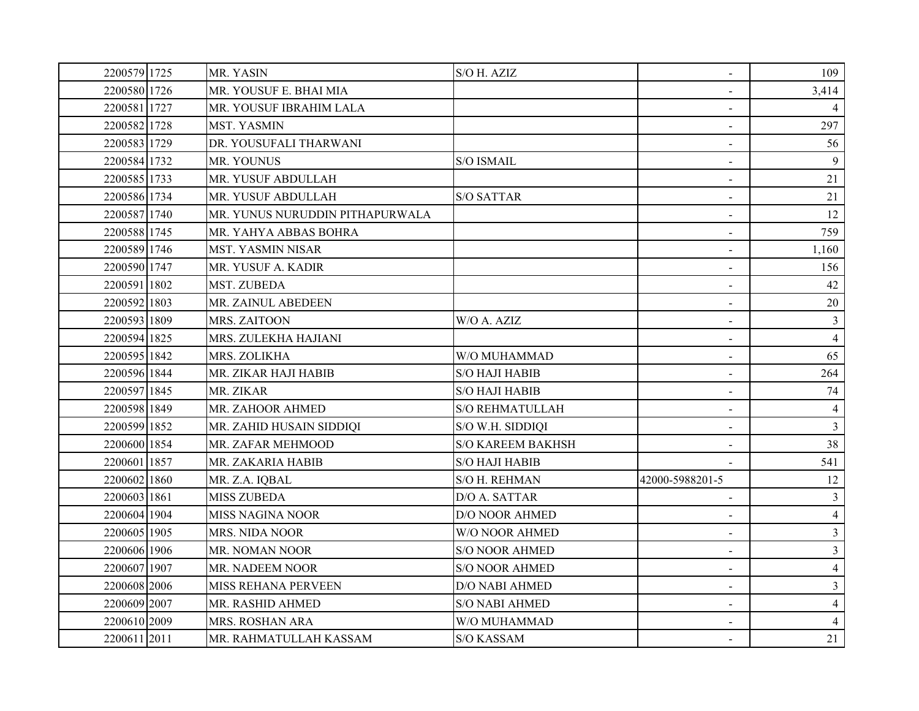| | | | | | |
|---|---|---|---|---|---|
| 2200579 | 1725 | MR. YASIN | S/O H. AZIZ | - | 109 |
| 2200580 | 1726 | MR. YOUSUF E. BHAI MIA | | - | 3,414 |
| 2200581 | 1727 | MR. YOUSUF IBRAHIM LALA | | - | 4 |
| 2200582 | 1728 | MST. YASMIN | | - | 297 |
| 2200583 | 1729 | DR. YOUSUFALI THARWANI | | - | 56 |
| 2200584 | 1732 | MR. YOUNUS | S/O ISMAIL | - | 9 |
| 2200585 | 1733 | MR. YUSUF ABDULLAH | | - | 21 |
| 2200586 | 1734 | MR. YUSUF ABDULLAH | S/O SATTAR | - | 21 |
| 2200587 | 1740 | MR. YUNUS NURUDDIN PITHAPURWALA | | - | 12 |
| 2200588 | 1745 | MR. YAHYA ABBAS BOHRA | | - | 759 |
| 2200589 | 1746 | MST. YASMIN NISAR | | - | 1,160 |
| 2200590 | 1747 | MR. YUSUF A. KADIR | | - | 156 |
| 2200591 | 1802 | MST. ZUBEDA | | - | 42 |
| 2200592 | 1803 | MR. ZAINUL ABEDEEN | | - | 20 |
| 2200593 | 1809 | MRS. ZAITOON | W/O A. AZIZ | - | 3 |
| 2200594 | 1825 | MRS. ZULEKHA HAJIANI | | - | 4 |
| 2200595 | 1842 | MRS. ZOLIKHA | W/O MUHAMMAD | - | 65 |
| 2200596 | 1844 | MR. ZIKAR HAJI HABIB | S/O HAJI HABIB | - | 264 |
| 2200597 | 1845 | MR. ZIKAR | S/O HAJI HABIB | - | 74 |
| 2200598 | 1849 | MR. ZAHOOR AHMED | S/O REHMATULLAH | - | 4 |
| 2200599 | 1852 | MR. ZAHID HUSAIN SIDDIQI | S/O W.H. SIDDIQI | - | 3 |
| 2200600 | 1854 | MR. ZAFAR MEHMOOD | S/O KAREEM BAKHSH | - | 38 |
| 2200601 | 1857 | MR. ZAKARIA HABIB | S/O HAJI HABIB | - | 541 |
| 2200602 | 1860 | MR. Z.A. IQBAL | S/O H. REHMAN | 42000-5988201-5 | 12 |
| 2200603 | 1861 | MISS ZUBEDA | D/O A. SATTAR | - | 3 |
| 2200604 | 1904 | MISS NAGINA NOOR | D/O NOOR AHMED | - | 4 |
| 2200605 | 1905 | MRS. NIDA NOOR | W/O NOOR AHMED | - | 3 |
| 2200606 | 1906 | MR. NOMAN NOOR | S/O NOOR AHMED | - | 3 |
| 2200607 | 1907 | MR. NADEEM NOOR | S/O NOOR AHMED | - | 4 |
| 2200608 | 2006 | MISS REHANA PERVEEN | D/O NABI AHMED | - | 3 |
| 2200609 | 2007 | MR. RASHID AHMED | S/O NABI AHMED | - | 4 |
| 2200610 | 2009 | MRS. ROSHAN ARA | W/O MUHAMMAD | - | 4 |
| 2200611 | 2011 | MR. RAHMATULLAH KASSAM | S/O KASSAM | - | 21 |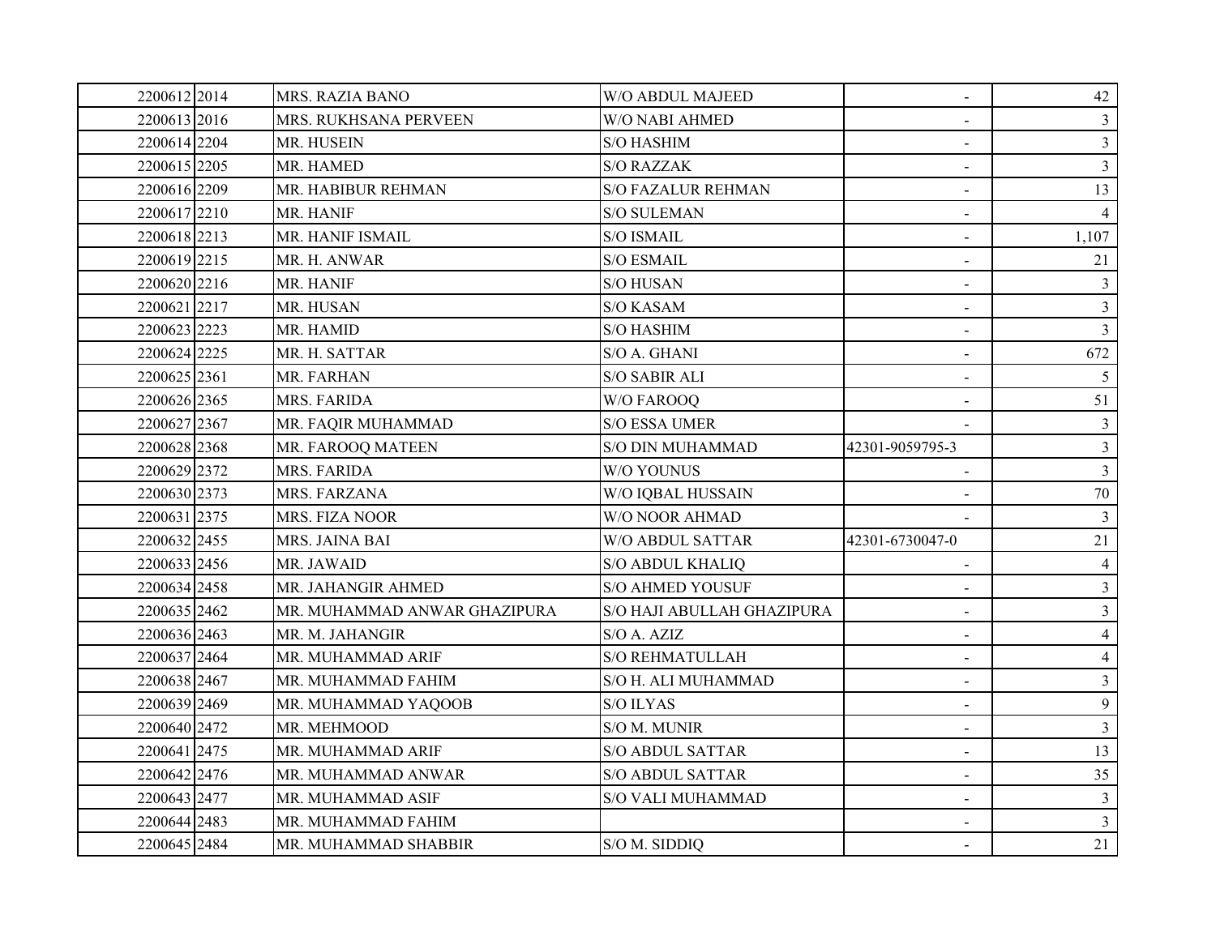| | | | | | |
|---|---|---|---|---|---|
| 2200612 | 2014 | MRS. RAZIA BANO | W/O ABDUL MAJEED | - | 42 |
| 2200613 | 2016 | MRS. RUKHSANA PERVEEN | W/O NABI AHMED | - | 3 |
| 2200614 | 2204 | MR. HUSEIN | S/O HASHIM | - | 3 |
| 2200615 | 2205 | MR. HAMED | S/O RAZZAK | - | 3 |
| 2200616 | 2209 | MR. HABIBUR REHMAN | S/O FAZALUR REHMAN | - | 13 |
| 2200617 | 2210 | MR. HANIF | S/O SULEMAN | - | 4 |
| 2200618 | 2213 | MR. HANIF ISMAIL | S/O ISMAIL | - | 1,107 |
| 2200619 | 2215 | MR. H. ANWAR | S/O ESMAIL | - | 21 |
| 2200620 | 2216 | MR. HANIF | S/O HUSAN | - | 3 |
| 2200621 | 2217 | MR. HUSAN | S/O KASAM | - | 3 |
| 2200623 | 2223 | MR. HAMID | S/O HASHIM | - | 3 |
| 2200624 | 2225 | MR. H. SATTAR | S/O A. GHANI | - | 672 |
| 2200625 | 2361 | MR. FARHAN | S/O SABIR ALI | - | 5 |
| 2200626 | 2365 | MRS. FARIDA | W/O FAROOQ | - | 51 |
| 2200627 | 2367 | MR. FAQIR MUHAMMAD | S/O ESSA UMER | - | 3 |
| 2200628 | 2368 | MR. FAROOQ MATEEN | S/O DIN MUHAMMAD | 42301-9059795-3 | 3 |
| 2200629 | 2372 | MRS. FARIDA | W/O YOUNUS | - | 3 |
| 2200630 | 2373 | MRS. FARZANA | W/O IQBAL HUSSAIN | - | 70 |
| 2200631 | 2375 | MRS. FIZA NOOR | W/O NOOR AHMAD | - | 3 |
| 2200632 | 2455 | MRS. JAINA BAI | W/O ABDUL SATTAR | 42301-6730047-0 | 21 |
| 2200633 | 2456 | MR. JAWAID | S/O ABDUL KHALIQ | - | 4 |
| 2200634 | 2458 | MR. JAHANGIR AHMED | S/O AHMED YOUSUF | - | 3 |
| 2200635 | 2462 | MR. MUHAMMAD ANWAR GHAZIPURA | S/O HAJI ABULLAH GHAZIPURA | - | 3 |
| 2200636 | 2463 | MR. M. JAHANGIR | S/O A. AZIZ | - | 4 |
| 2200637 | 2464 | MR. MUHAMMAD ARIF | S/O REHMATULLAH | - | 4 |
| 2200638 | 2467 | MR. MUHAMMAD FAHIM | S/O H. ALI MUHAMMAD | - | 3 |
| 2200639 | 2469 | MR. MUHAMMAD YAQOOB | S/O ILYAS | - | 9 |
| 2200640 | 2472 | MR. MEHMOOD | S/O M. MUNIR | - | 3 |
| 2200641 | 2475 | MR. MUHAMMAD ARIF | S/O ABDUL SATTAR | - | 13 |
| 2200642 | 2476 | MR. MUHAMMAD ANWAR | S/O ABDUL SATTAR | - | 35 |
| 2200643 | 2477 | MR. MUHAMMAD ASIF | S/O VALI MUHAMMAD | - | 3 |
| 2200644 | 2483 | MR. MUHAMMAD FAHIM | | - | 3 |
| 2200645 | 2484 | MR. MUHAMMAD SHABBIR | S/O M. SIDDIQ | - | 21 |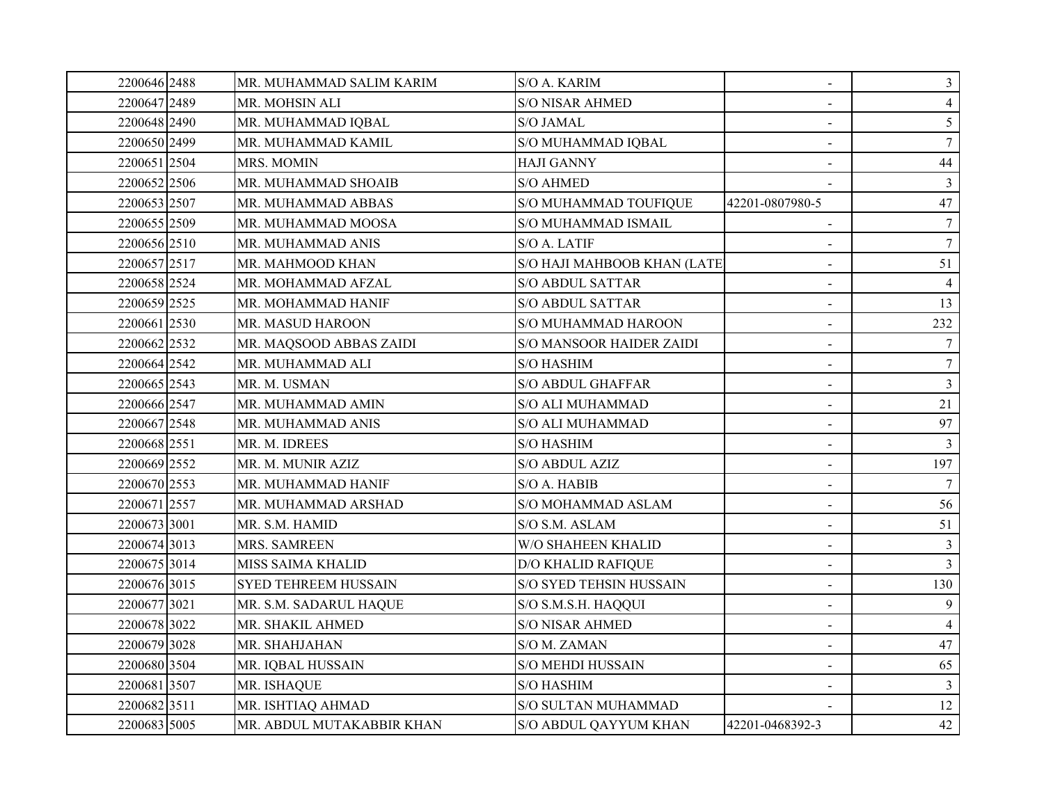| | | | | | |
|---|---|---|---|---|---|
| 2200646 | 2488 | MR. MUHAMMAD SALIM KARIM | S/O A. KARIM | - | 3 |
| 2200647 | 2489 | MR. MOHSIN ALI | S/O NISAR AHMED | - | 4 |
| 2200648 | 2490 | MR. MUHAMMAD IQBAL | S/O JAMAL | - | 5 |
| 2200650 | 2499 | MR. MUHAMMAD KAMIL | S/O MUHAMMAD IQBAL | - | 7 |
| 2200651 | 2504 | MRS. MOMIN | HAJI GANNY | - | 44 |
| 2200652 | 2506 | MR. MUHAMMAD SHOAIB | S/O AHMED | - | 3 |
| 2200653 | 2507 | MR. MUHAMMAD ABBAS | S/O MUHAMMAD TOUFIQUE | 42201-0807980-5 | 47 |
| 2200655 | 2509 | MR. MUHAMMAD MOOSA | S/O MUHAMMAD ISMAIL | - | 7 |
| 2200656 | 2510 | MR. MUHAMMAD ANIS | S/O A. LATIF | - | 7 |
| 2200657 | 2517 | MR. MAHMOOD KHAN | S/O HAJI MAHBOOB KHAN (LATE | - | 51 |
| 2200658 | 2524 | MR. MOHAMMAD AFZAL | S/O ABDUL SATTAR | - | 4 |
| 2200659 | 2525 | MR. MOHAMMAD HANIF | S/O ABDUL SATTAR | - | 13 |
| 2200661 | 2530 | MR. MASUD HAROON | S/O MUHAMMAD HAROON | - | 232 |
| 2200662 | 2532 | MR. MAQSOOD ABBAS ZAIDI | S/O MANSOOR HAIDER ZAIDI | - | 7 |
| 2200664 | 2542 | MR. MUHAMMAD ALI | S/O HASHIM | - | 7 |
| 2200665 | 2543 | MR. M. USMAN | S/O ABDUL GHAFFAR | - | 3 |
| 2200666 | 2547 | MR. MUHAMMAD AMIN | S/O ALI MUHAMMAD | - | 21 |
| 2200667 | 2548 | MR. MUHAMMAD ANIS | S/O ALI MUHAMMAD | - | 97 |
| 2200668 | 2551 | MR. M. IDREES | S/O HASHIM | - | 3 |
| 2200669 | 2552 | MR. M. MUNIR AZIZ | S/O ABDUL AZIZ | - | 197 |
| 2200670 | 2553 | MR. MUHAMMAD HANIF | S/O A. HABIB | - | 7 |
| 2200671 | 2557 | MR. MUHAMMAD ARSHAD | S/O MOHAMMAD ASLAM | - | 56 |
| 2200673 | 3001 | MR. S.M. HAMID | S/O S.M. ASLAM | - | 51 |
| 2200674 | 3013 | MRS. SAMREEN | W/O SHAHEEN KHALID | - | 3 |
| 2200675 | 3014 | MISS SAIMA KHALID | D/O KHALID RAFIQUE | - | 3 |
| 2200676 | 3015 | SYED TEHREEM HUSSAIN | S/O SYED TEHSIN HUSSAIN | - | 130 |
| 2200677 | 3021 | MR. S.M. SADARUL HAQUE | S/O S.M.S.H. HAQQUI | - | 9 |
| 2200678 | 3022 | MR. SHAKIL AHMED | S/O NISAR AHMED | - | 4 |
| 2200679 | 3028 | MR. SHAHJAHAN | S/O M. ZAMAN | - | 47 |
| 2200680 | 3504 | MR. IQBAL HUSSAIN | S/O MEHDI HUSSAIN | - | 65 |
| 2200681 | 3507 | MR. ISHAQUE | S/O HASHIM | - | 3 |
| 2200682 | 3511 | MR. ISHTIAQ AHMAD | S/O SULTAN MUHAMMAD | - | 12 |
| 2200683 | 5005 | MR. ABDUL MUTAKABBIR KHAN | S/O ABDUL QAYYUM KHAN | 42201-0468392-3 | 42 |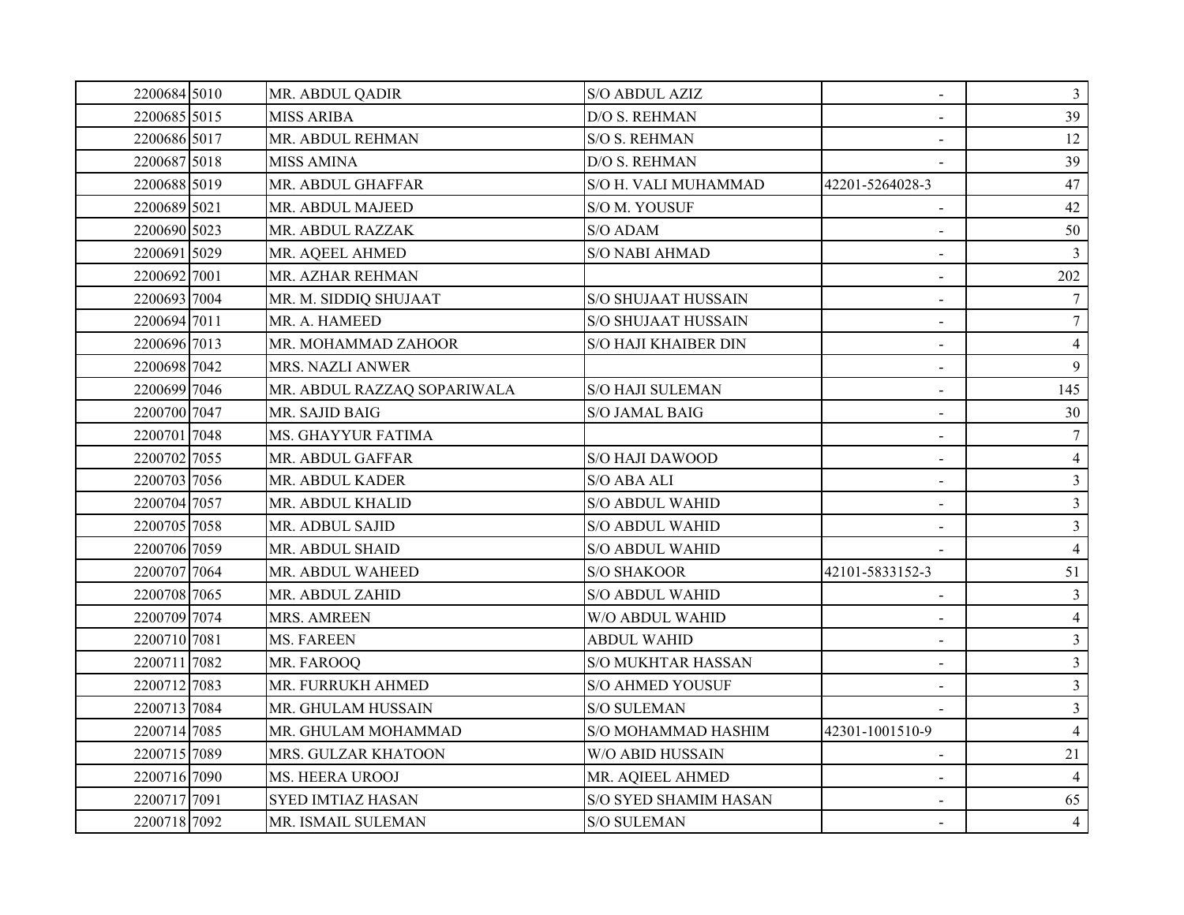| | | | | | |
|---|---|---|---|---|---|
| 2200684 | 5010 | MR. ABDUL QADIR | S/O ABDUL AZIZ | - | 3 |
| 2200685 | 5015 | MISS ARIBA | D/O S. REHMAN | - | 39 |
| 2200686 | 5017 | MR. ABDUL REHMAN | S/O S. REHMAN | - | 12 |
| 2200687 | 5018 | MISS AMINA | D/O S. REHMAN | - | 39 |
| 2200688 | 5019 | MR. ABDUL GHAFFAR | S/O H. VALI MUHAMMAD | 42201-5264028-3 | 47 |
| 2200689 | 5021 | MR. ABDUL MAJEED | S/O M. YOUSUF | - | 42 |
| 2200690 | 5023 | MR. ABDUL RAZZAK | S/O ADAM | - | 50 |
| 2200691 | 5029 | MR. AQEEL AHMED | S/O NABI AHMAD | - | 3 |
| 2200692 | 7001 | MR. AZHAR REHMAN | | - | 202 |
| 2200693 | 7004 | MR. M. SIDDIQ SHUJAAT | S/O SHUJAAT HUSSAIN | - | 7 |
| 2200694 | 7011 | MR. A. HAMEED | S/O SHUJAAT HUSSAIN | - | 7 |
| 2200696 | 7013 | MR. MOHAMMAD ZAHOOR | S/O HAJI KHAIBER DIN | - | 4 |
| 2200698 | 7042 | MRS. NAZLI ANWER | | - | 9 |
| 2200699 | 7046 | MR. ABDUL RAZZAQ SOPARIWALA | S/O HAJI SULEMAN | - | 145 |
| 2200700 | 7047 | MR. SAJID BAIG | S/O JAMAL BAIG | - | 30 |
| 2200701 | 7048 | MS. GHAYYUR FATIMA | | - | 7 |
| 2200702 | 7055 | MR. ABDUL GAFFAR | S/O HAJI DAWOOD | - | 4 |
| 2200703 | 7056 | MR. ABDUL KADER | S/O ABA ALI | - | 3 |
| 2200704 | 7057 | MR. ABDUL KHALID | S/O ABDUL WAHID | - | 3 |
| 2200705 | 7058 | MR. ADBUL SAJID | S/O ABDUL WAHID | - | 3 |
| 2200706 | 7059 | MR. ABDUL SHAID | S/O ABDUL WAHID | - | 4 |
| 2200707 | 7064 | MR. ABDUL WAHEED | S/O SHAKOOR | 42101-5833152-3 | 51 |
| 2200708 | 7065 | MR. ABDUL ZAHID | S/O ABDUL WAHID | - | 3 |
| 2200709 | 7074 | MRS. AMREEN | W/O ABDUL WAHID | - | 4 |
| 2200710 | 7081 | MS. FAREEN | ABDUL WAHID | - | 3 |
| 2200711 | 7082 | MR. FAROOQ | S/O MUKHTAR HASSAN | - | 3 |
| 2200712 | 7083 | MR. FURRUKH AHMED | S/O AHMED YOUSUF | - | 3 |
| 2200713 | 7084 | MR. GHULAM HUSSAIN | S/O SULEMAN | - | 3 |
| 2200714 | 7085 | MR. GHULAM MOHAMMAD | S/O MOHAMMAD HASHIM | 42301-1001510-9 | 4 |
| 2200715 | 7089 | MRS. GULZAR KHATOON | W/O ABID HUSSAIN | - | 21 |
| 2200716 | 7090 | MS. HEERA UROOJ | MR. AQIEEL AHMED | - | 4 |
| 2200717 | 7091 | SYED IMTIAZ HASAN | S/O SYED SHAMIM HASAN | - | 65 |
| 2200718 | 7092 | MR. ISMAIL SULEMAN | S/O SULEMAN | - | 4 |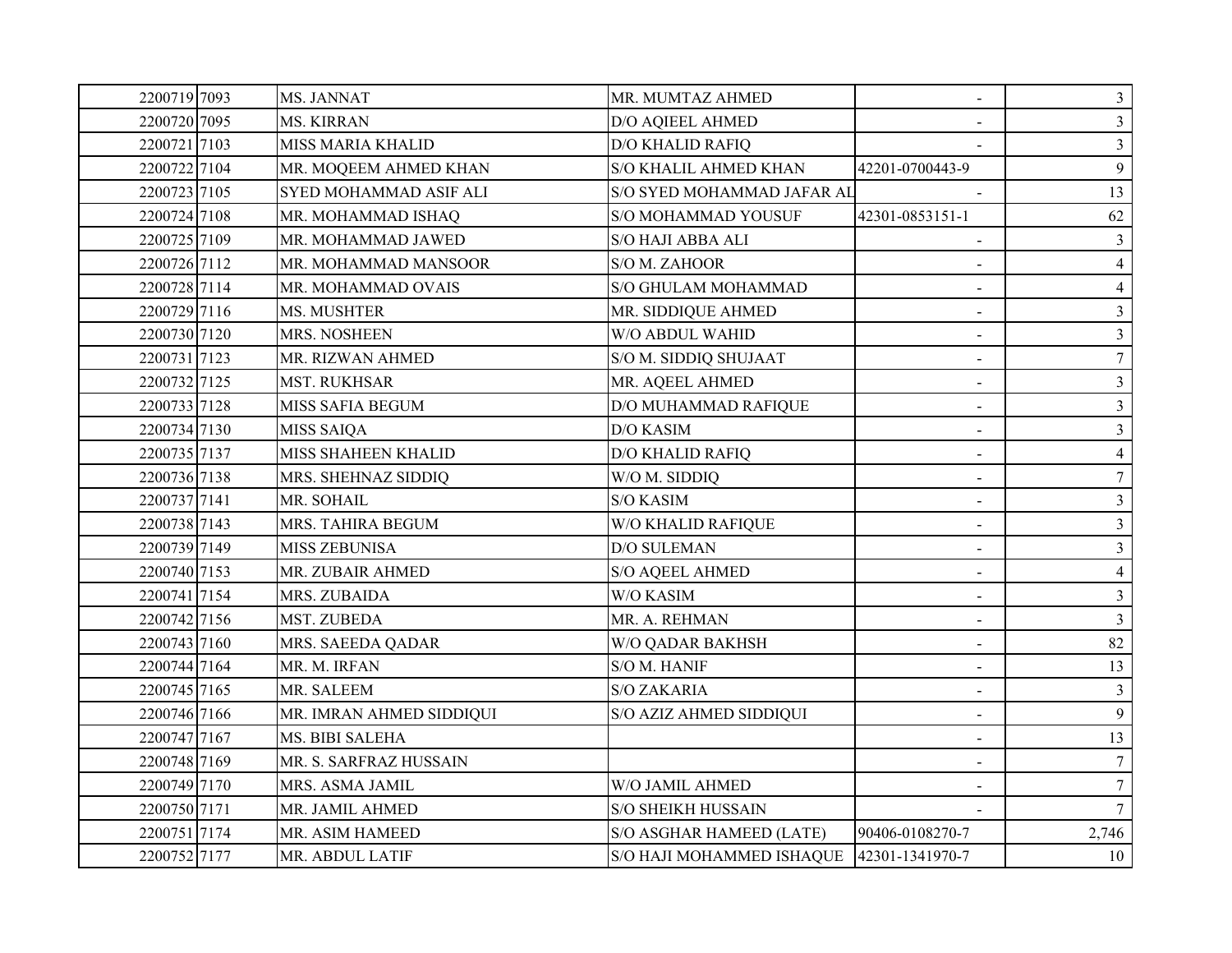| | | | | | |
|---|---|---|---|---|---|
| 2200719 | 7093 | MS. JANNAT | MR. MUMTAZ AHMED | - | 3 |
| 2200720 | 7095 | MS. KIRRAN | D/O AQIEEL AHMED | - | 3 |
| 2200721 | 7103 | MISS MARIA KHALID | D/O KHALID RAFIQ | - | 3 |
| 2200722 | 7104 | MR. MOQEEM AHMED KHAN | S/O KHALIL AHMED KHAN | 42201-0700443-9 | 9 |
| 2200723 | 7105 | SYED MOHAMMAD ASIF ALI | S/O SYED MOHAMMAD JAFAR AL | - | 13 |
| 2200724 | 7108 | MR. MOHAMMAD ISHAQ | S/O MOHAMMAD YOUSUF | 42301-0853151-1 | 62 |
| 2200725 | 7109 | MR. MOHAMMAD JAWED | S/O HAJI ABBA ALI | - | 3 |
| 2200726 | 7112 | MR. MOHAMMAD MANSOOR | S/O M. ZAHOOR | - | 4 |
| 2200728 | 7114 | MR. MOHAMMAD OVAIS | S/O GHULAM MOHAMMAD | - | 4 |
| 2200729 | 7116 | MS. MUSHTER | MR. SIDDIQUE AHMED | - | 3 |
| 2200730 | 7120 | MRS. NOSHEEN | W/O ABDUL WAHID | - | 3 |
| 2200731 | 7123 | MR. RIZWAN AHMED | S/O M. SIDDIQ SHUJAAT | - | 7 |
| 2200732 | 7125 | MST. RUKHSAR | MR. AQEEL AHMED | - | 3 |
| 2200733 | 7128 | MISS SAFIA BEGUM | D/O MUHAMMAD RAFIQUE | - | 3 |
| 2200734 | 7130 | MISS SAIQA | D/O KASIM | - | 3 |
| 2200735 | 7137 | MISS SHAHEEN KHALID | D/O KHALID RAFIQ | - | 4 |
| 2200736 | 7138 | MRS. SHEHNAZ SIDDIQ | W/O M. SIDDIQ | - | 7 |
| 2200737 | 7141 | MR. SOHAIL | S/O KASIM | - | 3 |
| 2200738 | 7143 | MRS. TAHIRA BEGUM | W/O KHALID RAFIQUE | - | 3 |
| 2200739 | 7149 | MISS ZEBUNISA | D/O SULEMAN | - | 3 |
| 2200740 | 7153 | MR. ZUBAIR AHMED | S/O AQEEL AHMED | - | 4 |
| 2200741 | 7154 | MRS. ZUBAIDA | W/O KASIM | - | 3 |
| 2200742 | 7156 | MST. ZUBEDA | MR. A. REHMAN | - | 3 |
| 2200743 | 7160 | MRS. SAEEDA QADAR | W/O QADAR BAKHSH | - | 82 |
| 2200744 | 7164 | MR. M. IRFAN | S/O M. HANIF | - | 13 |
| 2200745 | 7165 | MR. SALEEM | S/O ZAKARIA | - | 3 |
| 2200746 | 7166 | MR. IMRAN AHMED SIDDIQUI | S/O AZIZ AHMED SIDDIQUI | - | 9 |
| 2200747 | 7167 | MS. BIBI SALEHA | | - | 13 |
| 2200748 | 7169 | MR. S. SARFRAZ HUSSAIN | | - | 7 |
| 2200749 | 7170 | MRS. ASMA JAMIL | W/O JAMIL AHMED | - | 7 |
| 2200750 | 7171 | MR. JAMIL AHMED | S/O SHEIKH HUSSAIN | - | 7 |
| 2200751 | 7174 | MR. ASIM HAMEED | S/O ASGHAR HAMEED (LATE) | 90406-0108270-7 | 2,746 |
| 2200752 | 7177 | MR. ABDUL LATIF | S/O HAJI MOHAMMED ISHAQUE | 42301-1341970-7 | 10 |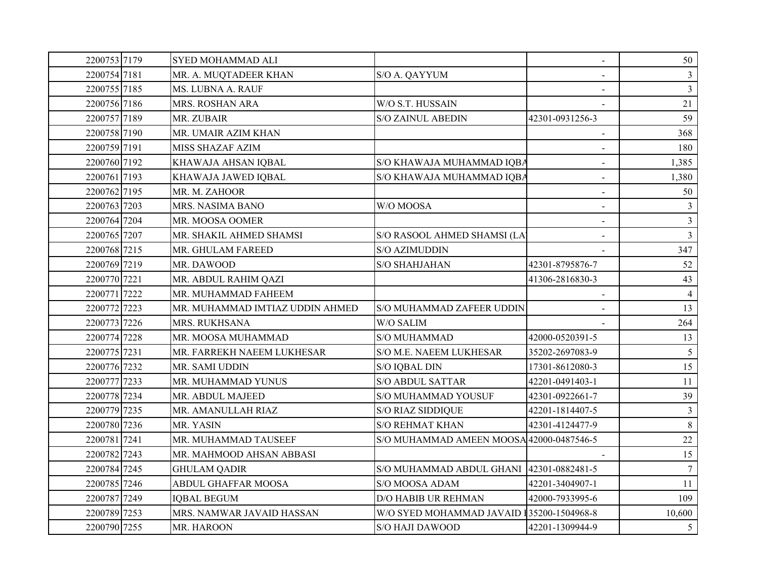| | | | | | |
|---|---|---|---|---|---|
| 2200753 | 7179 | SYED MOHAMMAD ALI | | - | 50 |
| 2200754 | 7181 | MR. A. MUQTADEER KHAN | S/O A. QAYYUM | - | 3 |
| 2200755 | 7185 | MS. LUBNA A. RAUF | | - | 3 |
| 2200756 | 7186 | MRS. ROSHAN ARA | W/O S.T. HUSSAIN | - | 21 |
| 2200757 | 7189 | MR. ZUBAIR | S/O ZAINUL ABEDIN | 42301-0931256-3 | 59 |
| 2200758 | 7190 | MR. UMAIR AZIM KHAN | | - | 368 |
| 2200759 | 7191 | MISS SHAZAF AZIM | | - | 180 |
| 2200760 | 7192 | KHAWAJA AHSAN IQBAL | S/O KHAWAJA MUHAMMAD IQBA | - | 1,385 |
| 2200761 | 7193 | KHAWAJA JAWED IQBAL | S/O KHAWAJA MUHAMMAD IQBA | - | 1,380 |
| 2200762 | 7195 | MR. M. ZAHOOR | | - | 50 |
| 2200763 | 7203 | MRS. NASIMA BANO | W/O MOOSA | - | 3 |
| 2200764 | 7204 | MR. MOOSA OOMER | | - | 3 |
| 2200765 | 7207 | MR. SHAKIL AHMED SHAMSI | S/O RASOOL AHMED SHAMSI (LA | - | 3 |
| 2200768 | 7215 | MR. GHULAM FAREED | S/O AZIMUDDIN | - | 347 |
| 2200769 | 7219 | MR. DAWOOD | S/O SHAHJAHAN | 42301-8795876-7 | 52 |
| 2200770 | 7221 | MR. ABDUL RAHIM QAZI | | 41306-2816830-3 | 43 |
| 2200771 | 7222 | MR. MUHAMMAD FAHEEM | | - | 4 |
| 2200772 | 7223 | MR. MUHAMMAD IMTIAZ UDDIN AHMED | S/O MUHAMMAD ZAFEER UDDIN | - | 13 |
| 2200773 | 7226 | MRS. RUKHSANA | W/O SALIM | - | 264 |
| 2200774 | 7228 | MR. MOOSA MUHAMMAD | S/O MUHAMMAD | 42000-0520391-5 | 13 |
| 2200775 | 7231 | MR. FARREKH NAEEM LUKHESAR | S/O M.E. NAEEM LUKHESAR | 35202-2697083-9 | 5 |
| 2200776 | 7232 | MR. SAMI UDDIN | S/O IQBAL DIN | 17301-8612080-3 | 15 |
| 2200777 | 7233 | MR. MUHAMMAD YUNUS | S/O ABDUL SATTAR | 42201-0491403-1 | 11 |
| 2200778 | 7234 | MR. ABDUL MAJEED | S/O MUHAMMAD YOUSUF | 42301-0922661-7 | 39 |
| 2200779 | 7235 | MR. AMANULLAH RIAZ | S/O RIAZ SIDDIQUE | 42201-1814407-5 | 3 |
| 2200780 | 7236 | MR. YASIN | S/O REHMAT KHAN | 42301-4124477-9 | 8 |
| 2200781 | 7241 | MR. MUHAMMAD TAUSEEF | S/O MUHAMMAD AMEEN MOOSA | 42000-0487546-5 | 22 |
| 2200782 | 7243 | MR. MAHMOOD AHSAN ABBASI | | - | 15 |
| 2200784 | 7245 | GHULAM QADIR | S/O MUHAMMAD ABDUL GHANI | 42301-0882481-5 | 7 |
| 2200785 | 7246 | ABDUL GHAFFAR MOOSA | S/O MOOSA ADAM | 42201-3404907-1 | 11 |
| 2200787 | 7249 | IQBAL BEGUM | D/O HABIB UR REHMAN | 42000-7933995-6 | 109 |
| 2200789 | 7253 | MRS. NAMWAR JAVAID HASSAN | W/O SYED MOHAMMAD JAVAID H | 35200-1504968-8 | 10,600 |
| 2200790 | 7255 | MR. HAROON | S/O HAJI DAWOOD | 42201-1309944-9 | 5 |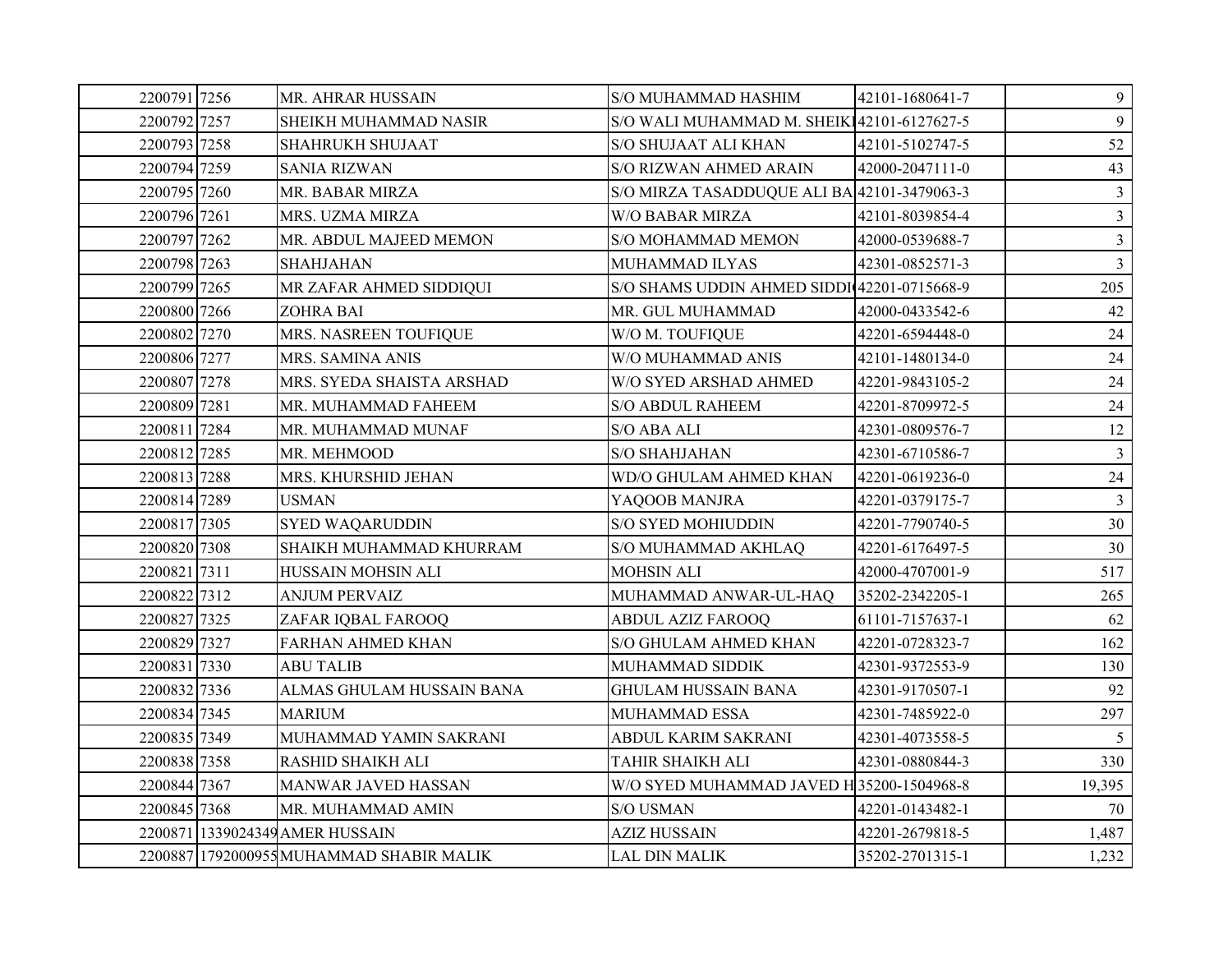| | | | | | |
|---|---|---|---|---|---|
| 2200791 | 7256 | MR. AHRAR HUSSAIN | S/O MUHAMMAD HASHIM | 42101-1680641-7 | 9 |
| 2200792 | 7257 | SHEIKH MUHAMMAD NASIR | S/O WALI MUHAMMAD M. SHEIKI | 42101-6127627-5 | 9 |
| 2200793 | 7258 | SHAHRUKH SHUJAAT | S/O SHUJAAT ALI KHAN | 42101-5102747-5 | 52 |
| 2200794 | 7259 | SANIA RIZWAN | S/O RIZWAN AHMED ARAIN | 42000-2047111-0 | 43 |
| 2200795 | 7260 | MR. BABAR MIRZA | S/O MIRZA TASADDUQUE ALI BA | 42101-3479063-3 | 3 |
| 2200796 | 7261 | MRS. UZMA MIRZA | W/O BABAR MIRZA | 42101-8039854-4 | 3 |
| 2200797 | 7262 | MR. ABDUL MAJEED MEMON | S/O MOHAMMAD MEMON | 42000-0539688-7 | 3 |
| 2200798 | 7263 | SHAHJAHAN | MUHAMMAD ILYAS | 42301-0852571-3 | 3 |
| 2200799 | 7265 | MR ZAFAR AHMED SIDDIQUI | S/O SHAMS UDDIN AHMED SIDDI | 42201-0715668-9 | 205 |
| 2200800 | 7266 | ZOHRA BAI | MR. GUL MUHAMMAD | 42000-0433542-6 | 42 |
| 2200802 | 7270 | MRS. NASREEN TOUFIQUE | W/O M. TOUFIQUE | 42201-6594448-0 | 24 |
| 2200806 | 7277 | MRS. SAMINA ANIS | W/O MUHAMMAD ANIS | 42101-1480134-0 | 24 |
| 2200807 | 7278 | MRS. SYEDA SHAISTA ARSHAD | W/O SYED ARSHAD AHMED | 42201-9843105-2 | 24 |
| 2200809 | 7281 | MR. MUHAMMAD FAHEEM | S/O ABDUL RAHEEM | 42201-8709972-5 | 24 |
| 2200811 | 7284 | MR. MUHAMMAD MUNAF | S/O ABA ALI | 42301-0809576-7 | 12 |
| 2200812 | 7285 | MR. MEHMOOD | S/O SHAHJAHAN | 42301-6710586-7 | 3 |
| 2200813 | 7288 | MRS. KHURSHID JEHAN | WD/O GHULAM AHMED KHAN | 42201-0619236-0 | 24 |
| 2200814 | 7289 | USMAN | YAQOOB MANJRA | 42201-0379175-7 | 3 |
| 2200817 | 7305 | SYED WAQARUDDIN | S/O SYED MOHIUDDIN | 42201-7790740-5 | 30 |
| 2200820 | 7308 | SHAIKH MUHAMMAD KHURRAM | S/O MUHAMMAD AKHLAQ | 42201-6176497-5 | 30 |
| 2200821 | 7311 | HUSSAIN MOHSIN ALI | MOHSIN ALI | 42000-4707001-9 | 517 |
| 2200822 | 7312 | ANJUM PERVAIZ | MUHAMMAD ANWAR-UL-HAQ | 35202-2342205-1 | 265 |
| 2200827 | 7325 | ZAFAR IQBAL FAROOQ | ABDUL AZIZ FAROOQ | 61101-7157637-1 | 62 |
| 2200829 | 7327 | FARHAN AHMED KHAN | S/O GHULAM AHMED KHAN | 42201-0728323-7 | 162 |
| 2200831 | 7330 | ABU TALIB | MUHAMMAD SIDDIK | 42301-9372553-9 | 130 |
| 2200832 | 7336 | ALMAS GHULAM HUSSAIN BANA | GHULAM HUSSAIN BANA | 42301-9170507-1 | 92 |
| 2200834 | 7345 | MARIUM | MUHAMMAD ESSA | 42301-7485922-0 | 297 |
| 2200835 | 7349 | MUHAMMAD YAMIN SAKRANI | ABDUL KARIM SAKRANI | 42301-4073558-5 | 5 |
| 2200838 | 7358 | RASHID SHAIKH ALI | TAHIR SHAIKH ALI | 42301-0880844-3 | 330 |
| 2200844 | 7367 | MANWAR JAVED HASSAN | W/O SYED MUHAMMAD JAVED H | 35200-1504968-8 | 19,395 |
| 2200845 | 7368 | MR. MUHAMMAD AMIN | S/O USMAN | 42201-0143482-1 | 70 |
| 2200871 | 1339024349 | AMER HUSSAIN | AZIZ HUSSAIN | 42201-2679818-5 | 1,487 |
| 2200887 | 1792000955 | MUHAMMAD SHABIR MALIK | LAL DIN MALIK | 35202-2701315-1 | 1,232 |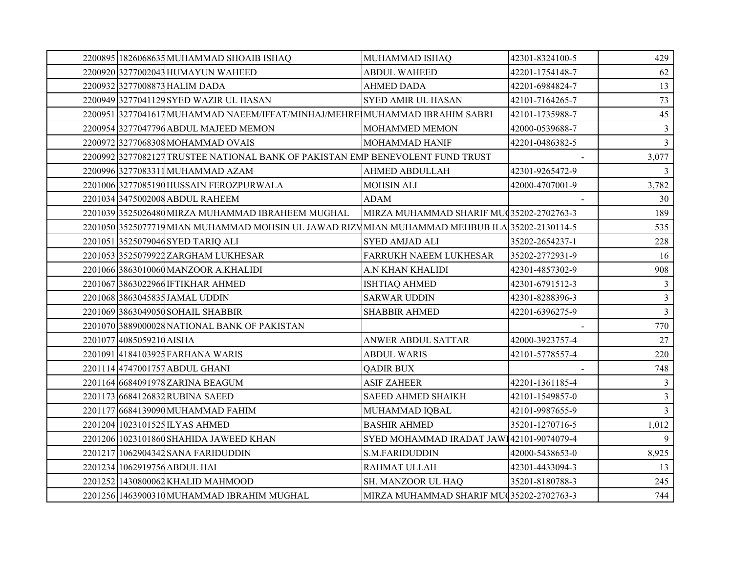| | | | | | |
|---|---|---|---|---|---|
| 2200895 | 1826068635 | MUHAMMAD SHOAIB ISHAQ | MUHAMMAD ISHAQ | 42301-8324100-5 | 429 |
| 2200920 | 3277002043 | HUMAYUN WAHEED | ABDUL WAHEED | 42201-1754148-7 | 62 |
| 2200932 | 3277008873 | HALIM DADA | AHMED DADA | 42201-6984824-7 | 13 |
| 2200949 | 3277041129 | SYED WAZIR UL HASAN | SYED AMIR UL HASAN | 42101-7164265-7 | 73 |
| 2200951 | 3277041617 | MUHAMMAD NAEEM/IFFAT/MINHAJ/MEHREI | MUHAMMAD IBRAHIM SABRI | 42101-1735988-7 | 45 |
| 2200954 | 3277047796 | ABDUL MAJEED MEMON | MOHAMMED MEMON | 42000-0539688-7 | 3 |
| 2200972 | 3277068308 | MOHAMMAD OVAIS | MOHAMMAD HANIF | 42201-0486382-5 | 3 |
| 2200992 | 3277082127 | TRUSTEE NATIONAL BANK OF PAKISTAN EMP BENEVOLENT FUND TRUST | | - | 3,077 |
| 2200996 | 3277083311 | MUHAMMAD AZAM | AHMED ABDULLAH | 42301-9265472-9 | 3 |
| 2201006 | 3277085190 | HUSSAIN FEROZPURWALA | MOHSIN ALI | 42000-4707001-9 | 3,782 |
| 2201034 | 3475002008 | ABDUL RAHEEM | ADAM | - | 30 |
| 2201039 | 3525026480 | MIRZA MUHAMMAD IBRAHEEM MUGHAL | MIRZA MUHAMMAD SHARIF MU( | 35202-2702763-3 | 189 |
| 2201050 | 3525077719 | MIAN MUHAMMAD MOHSIN UL JAWAD RIZV | MIAN MUHAMMAD MEHBUB ILA | 35202-2130114-5 | 535 |
| 2201051 | 3525079046 | SYED TARIQ ALI | SYED AMJAD ALI | 35202-2654237-1 | 228 |
| 2201053 | 3525079922 | ZARGHAM LUKHESAR | FARRUKH NAEEM LUKHESAR | 35202-2772931-9 | 16 |
| 2201066 | 3863010060 | MANZOOR A.KHALIDI | A.N KHAN KHALIDI | 42301-4857302-9 | 908 |
| 2201067 | 3863022966 | IFTIKHAR AHMED | ISHTIAQ AHMED | 42301-6791512-3 | 3 |
| 2201068 | 3863045835 | JAMAL UDDIN | SARWAR UDDIN | 42301-8288396-3 | 3 |
| 2201069 | 3863049050 | SOHAIL SHABBIR | SHABBIR AHMED | 42201-6396275-9 | 3 |
| 2201070 | 3889000028 | NATIONAL BANK OF PAKISTAN | | - | 770 |
| 2201077 | 4085059210 | AISHA | ANWER ABDUL SATTAR | 42000-3923757-4 | 27 |
| 2201091 | 4184103925 | FARHANA WARIS | ABDUL WARIS | 42101-5778557-4 | 220 |
| 2201114 | 4747001757 | ABDUL GHANI | QADIR BUX | - | 748 |
| 2201164 | 6684091978 | ZARINA BEAGUM | ASIF ZAHEER | 42201-1361185-4 | 3 |
| 2201173 | 6684126832 | RUBINA SAEED | SAEED AHMED SHAIKH | 42101-1549857-0 | 3 |
| 2201177 | 6684139090 | MUHAMMAD FAHIM | MUHAMMAD IQBAL | 42101-9987655-9 | 3 |
| 2201204 | 1023101525 | ILYAS AHMED | BASHIR AHMED | 35201-1270716-5 | 1,012 |
| 2201206 | 1023101860 | SHAHIDA JAWEED KHAN | SYED MOHAMMAD IRADAT JAWI | 42101-9074079-4 | 9 |
| 2201217 | 1062904342 | SANA FARIDUDDIN | S.M.FARIDUDDIN | 42000-5438653-0 | 8,925 |
| 2201234 | 1062919756 | ABDUL HAI | RAHMAT ULLAH | 42301-4433094-3 | 13 |
| 2201252 | 1430800062 | KHALID MAHMOOD | SH. MANZOOR UL HAQ | 35201-8180788-3 | 245 |
| 2201256 | 1463900310 | MUHAMMAD IBRAHIM MUGHAL | MIRZA MUHAMMAD SHARIF MU( | 35202-2702763-3 | 744 |